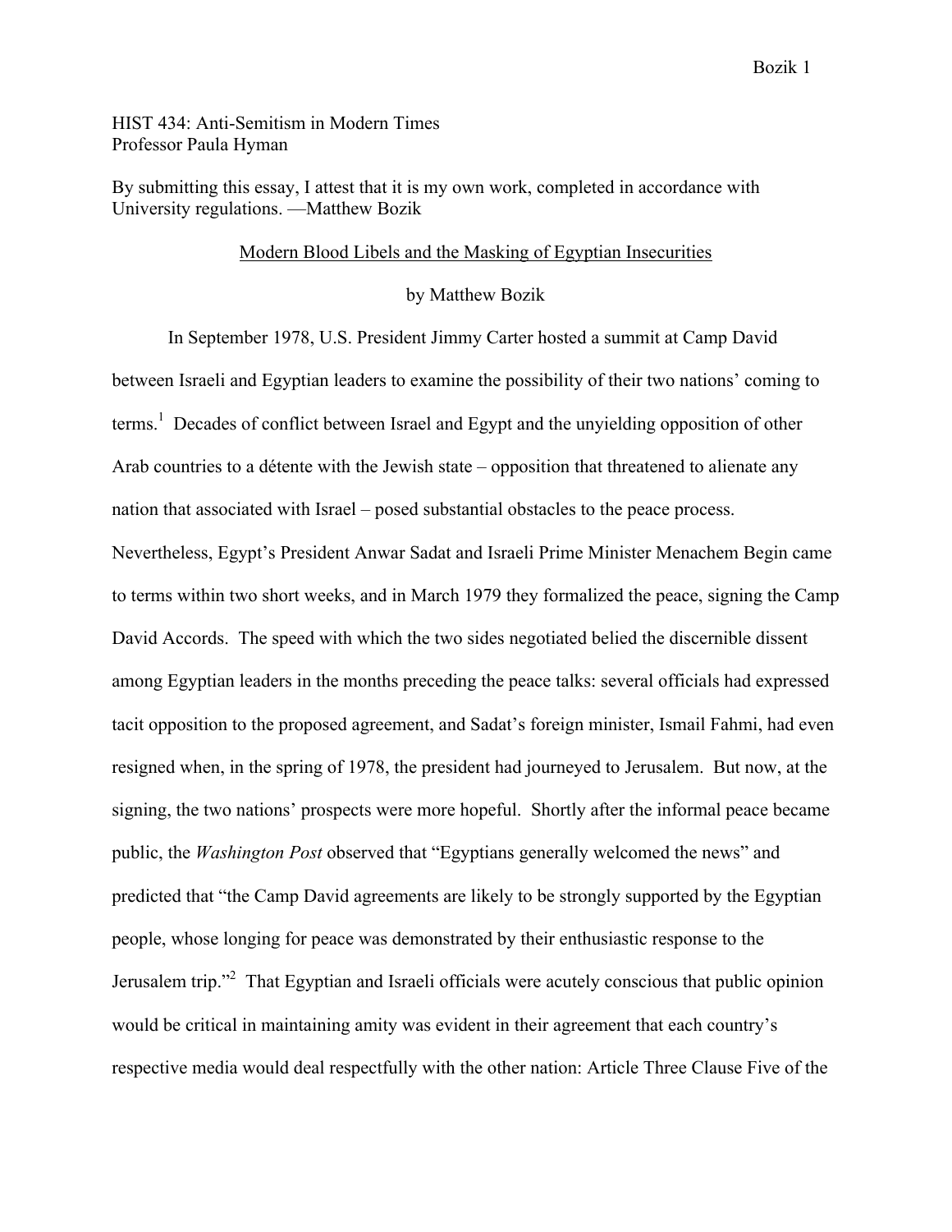HIST 434: Anti-Semitism in Modern Times
Professor Paula Hyman

By submitting this essay, I attest that it is my own work, completed in accordance with University regulations. —Matthew Bozik

# Modern Blood Libels and the Masking of Egyptian Insecurities

by Matthew Bozik

In September 1978, U.S. President Jimmy Carter hosted a summit at Camp David between Israeli and Egyptian leaders to examine the possibility of their two nations' coming to terms.[1] Decades of conflict between Israel and Egypt and the unyielding opposition of other Arab countries to a détente with the Jewish state – opposition that threatened to alienate any nation that associated with Israel – posed substantial obstacles to the peace process. Nevertheless, Egypt's President Anwar Sadat and Israeli Prime Minister Menachem Begin came to terms within two short weeks, and in March 1979 they formalized the peace, signing the Camp David Accords. The speed with which the two sides negotiated belied the discernible dissent among Egyptian leaders in the months preceding the peace talks: several officials had expressed tacit opposition to the proposed agreement, and Sadat's foreign minister, Ismail Fahmi, had even resigned when, in the spring of 1978, the president had journeyed to Jerusalem. But now, at the signing, the two nations' prospects were more hopeful. Shortly after the informal peace became public, the *Washington Post* observed that "Egyptians generally welcomed the news" and predicted that "the Camp David agreements are likely to be strongly supported by the Egyptian people, whose longing for peace was demonstrated by their enthusiastic response to the Jerusalem trip."[2] That Egyptian and Israeli officials were acutely conscious that public opinion would be critical in maintaining amity was evident in their agreement that each country's respective media would deal respectfully with the other nation: Article Three Clause Five of the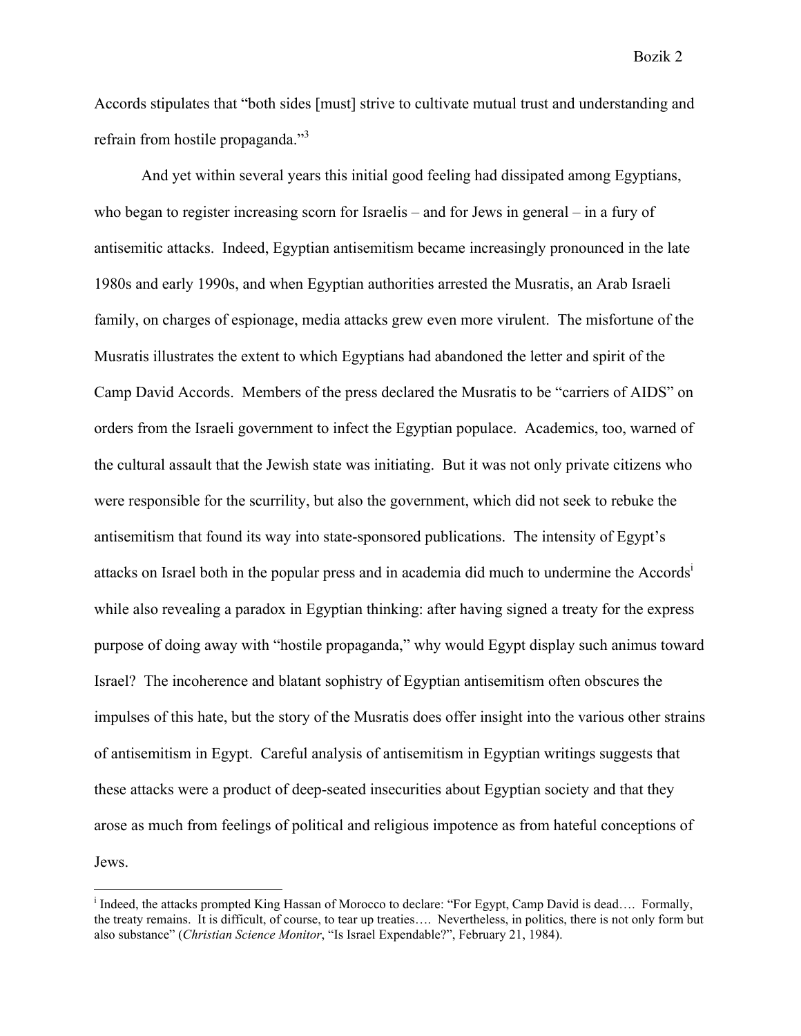Accords stipulates that "both sides [must] strive to cultivate mutual trust and understanding and refrain from hostile propaganda."[3]

And yet within several years this initial good feeling had dissipated among Egyptians, who began to register increasing scorn for Israelis – and for Jews in general – in a fury of antisemitic attacks. Indeed, Egyptian antisemitism became increasingly pronounced in the late 1980s and early 1990s, and when Egyptian authorities arrested the Musratis, an Arab Israeli family, on charges of espionage, media attacks grew even more virulent. The misfortune of the Musratis illustrates the extent to which Egyptians had abandoned the letter and spirit of the Camp David Accords. Members of the press declared the Musratis to be "carriers of AIDS" on orders from the Israeli government to infect the Egyptian populace. Academics, too, warned of the cultural assault that the Jewish state was initiating. But it was not only private citizens who were responsible for the scurrility, but also the government, which did not seek to rebuke the antisemitism that found its way into state-sponsored publications. The intensity of Egypt's attacks on Israel both in the popular press and in academia did much to undermine the Accords[i] while also revealing a paradox in Egyptian thinking: after having signed a treaty for the express purpose of doing away with "hostile propaganda," why would Egypt display such animus toward Israel? The incoherence and blatant sophistry of Egyptian antisemitism often obscures the impulses of this hate, but the story of the Musratis does offer insight into the various other strains of antisemitism in Egypt. Careful analysis of antisemitism in Egyptian writings suggests that these attacks were a product of deep-seated insecurities about Egyptian society and that they arose as much from feelings of political and religious impotence as from hateful conceptions of Jews.

---

[i] Indeed, the attacks prompted King Hassan of Morocco to declare: "For Egypt, Camp David is dead…. Formally, the treaty remains. It is difficult, of course, to tear up treaties…. Nevertheless, in politics, there is not only form but also substance" (*Christian Science Monitor*, "Is Israel Expendable?", February 21, 1984).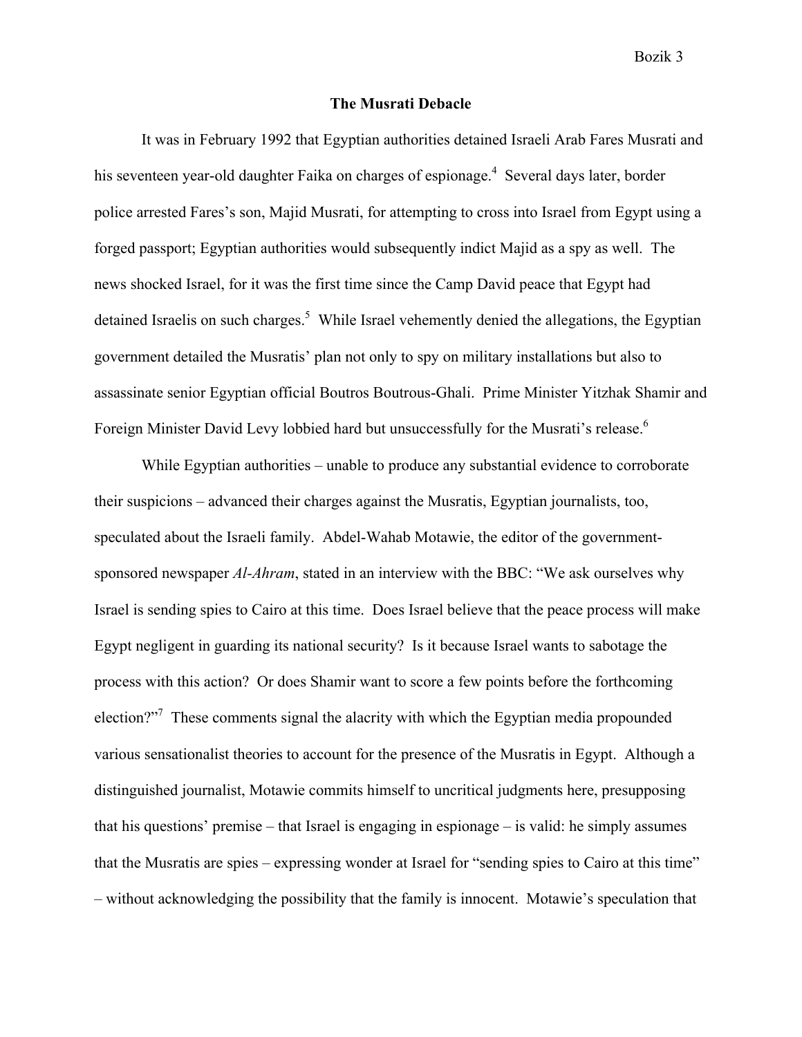## The Musrati Debacle

It was in February 1992 that Egyptian authorities detained Israeli Arab Fares Musrati and his seventeen year-old daughter Faika on charges of espionage.[4] Several days later, border police arrested Fares's son, Majid Musrati, for attempting to cross into Israel from Egypt using a forged passport; Egyptian authorities would subsequently indict Majid as a spy as well. The news shocked Israel, for it was the first time since the Camp David peace that Egypt had detained Israelis on such charges.[5] While Israel vehemently denied the allegations, the Egyptian government detailed the Musratis' plan not only to spy on military installations but also to assassinate senior Egyptian official Boutros Boutrous-Ghali. Prime Minister Yitzhak Shamir and Foreign Minister David Levy lobbied hard but unsuccessfully for the Musrati's release.[6]

While Egyptian authorities – unable to produce any substantial evidence to corroborate their suspicions – advanced their charges against the Musratis, Egyptian journalists, too, speculated about the Israeli family. Abdel-Wahab Motawie, the editor of the government-sponsored newspaper *Al-Ahram*, stated in an interview with the BBC: "We ask ourselves why Israel is sending spies to Cairo at this time. Does Israel believe that the peace process will make Egypt negligent in guarding its national security? Is it because Israel wants to sabotage the process with this action? Or does Shamir want to score a few points before the forthcoming election?"[7] These comments signal the alacrity with which the Egyptian media propounded various sensationalist theories to account for the presence of the Musratis in Egypt. Although a distinguished journalist, Motawie commits himself to uncritical judgments here, presupposing that his questions' premise – that Israel is engaging in espionage – is valid: he simply assumes that the Musratis are spies – expressing wonder at Israel for "sending spies to Cairo at this time" – without acknowledging the possibility that the family is innocent. Motawie's speculation that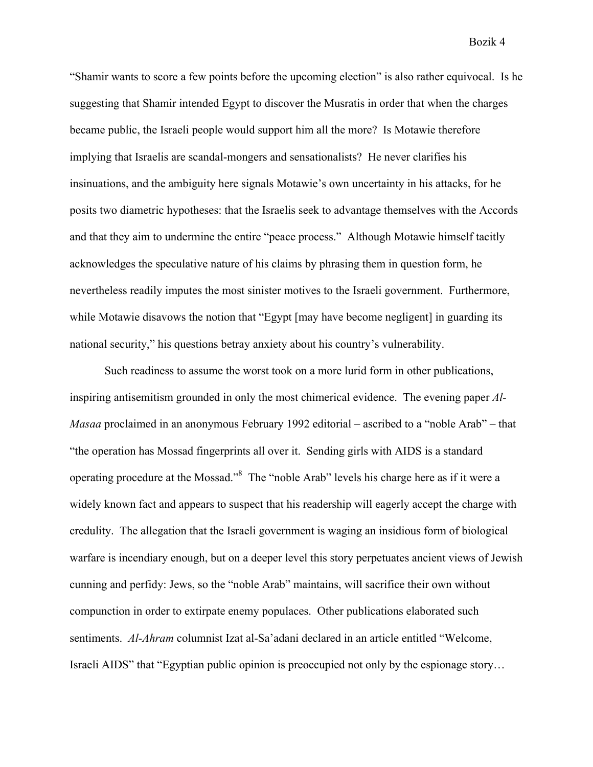"Shamir wants to score a few points before the upcoming election" is also rather equivocal. Is he suggesting that Shamir intended Egypt to discover the Musratis in order that when the charges became public, the Israeli people would support him all the more? Is Motawie therefore implying that Israelis are scandal-mongers and sensationalists? He never clarifies his insinuations, and the ambiguity here signals Motawie's own uncertainty in his attacks, for he posits two diametric hypotheses: that the Israelis seek to advantage themselves with the Accords and that they aim to undermine the entire "peace process." Although Motawie himself tacitly acknowledges the speculative nature of his claims by phrasing them in question form, he nevertheless readily imputes the most sinister motives to the Israeli government. Furthermore, while Motawie disavows the notion that "Egypt [may have become negligent] in guarding its national security," his questions betray anxiety about his country's vulnerability.

Such readiness to assume the worst took on a more lurid form in other publications, inspiring antisemitism grounded in only the most chimerical evidence. The evening paper *Al-Masaa* proclaimed in an anonymous February 1992 editorial – ascribed to a "noble Arab" – that "the operation has Mossad fingerprints all over it. Sending girls with AIDS is a standard operating procedure at the Mossad."[8] The "noble Arab" levels his charge here as if it were a widely known fact and appears to suspect that his readership will eagerly accept the charge with credulity. The allegation that the Israeli government is waging an insidious form of biological warfare is incendiary enough, but on a deeper level this story perpetuates ancient views of Jewish cunning and perfidy: Jews, so the "noble Arab" maintains, will sacrifice their own without compunction in order to extirpate enemy populaces. Other publications elaborated such sentiments. *Al-Ahram* columnist Izat al-Sa'adani declared in an article entitled "Welcome, Israeli AIDS" that "Egyptian public opinion is preoccupied not only by the espionage story…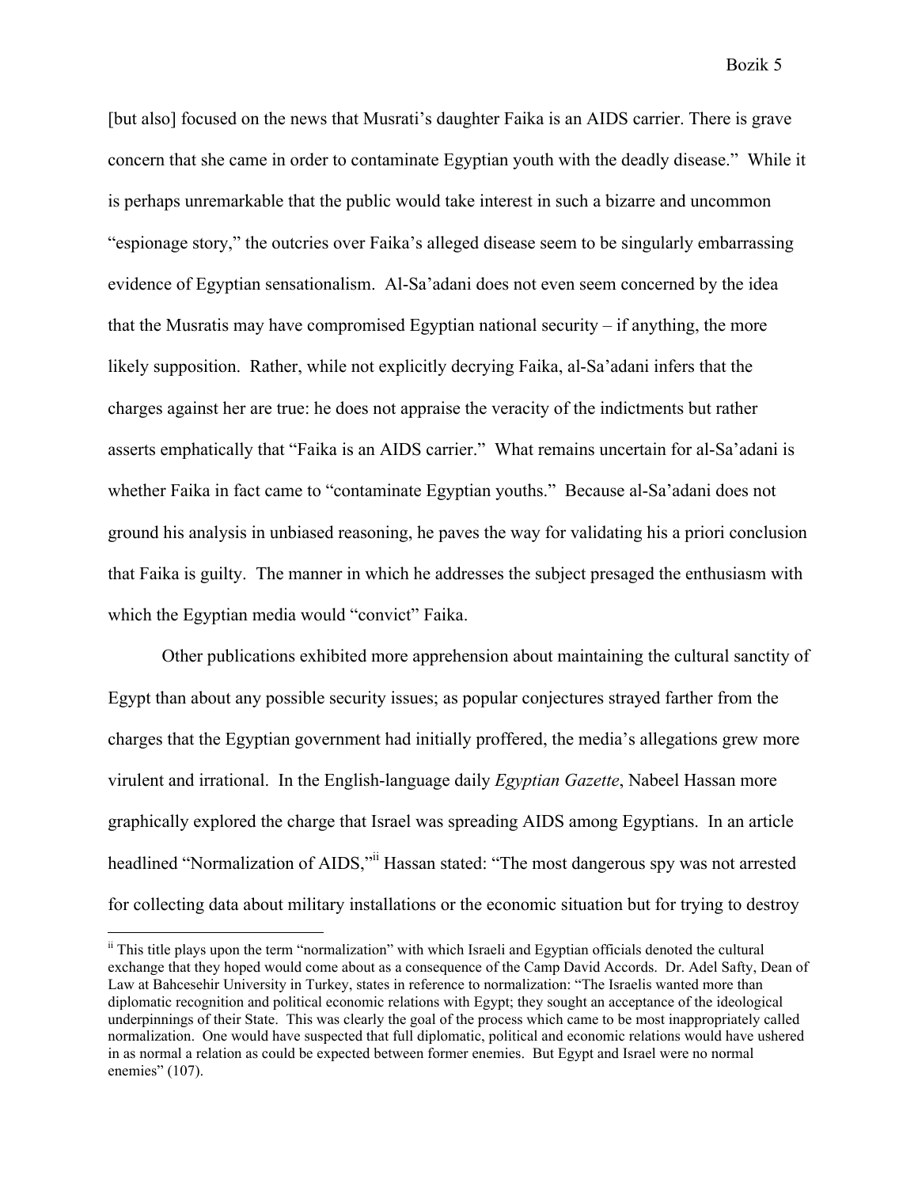[but also] focused on the news that Musrati's daughter Faika is an AIDS carrier. There is grave concern that she came in order to contaminate Egyptian youth with the deadly disease." While it is perhaps unremarkable that the public would take interest in such a bizarre and uncommon "espionage story," the outcries over Faika's alleged disease seem to be singularly embarrassing evidence of Egyptian sensationalism. Al-Sa'adani does not even seem concerned by the idea that the Musratis may have compromised Egyptian national security – if anything, the more likely supposition. Rather, while not explicitly decrying Faika, al-Sa'adani infers that the charges against her are true: he does not appraise the veracity of the indictments but rather asserts emphatically that "Faika is an AIDS carrier." What remains uncertain for al-Sa'adani is whether Faika in fact came to "contaminate Egyptian youths." Because al-Sa'adani does not ground his analysis in unbiased reasoning, he paves the way for validating his a priori conclusion that Faika is guilty. The manner in which he addresses the subject presaged the enthusiasm with which the Egyptian media would "convict" Faika.

Other publications exhibited more apprehension about maintaining the cultural sanctity of Egypt than about any possible security issues; as popular conjectures strayed farther from the charges that the Egyptian government had initially proffered, the media's allegations grew more virulent and irrational. In the English-language daily *Egyptian Gazette*, Nabeel Hassan more graphically explored the charge that Israel was spreading AIDS among Egyptians. In an article headlined "Normalization of AIDS,"[ii] Hassan stated: "The most dangerous spy was not arrested for collecting data about military installations or the economic situation but for trying to destroy

---

[ii] This title plays upon the term "normalization" with which Israeli and Egyptian officials denoted the cultural exchange that they hoped would come about as a consequence of the Camp David Accords. Dr. Adel Safty, Dean of Law at Bahcesehir University in Turkey, states in reference to normalization: "The Israelis wanted more than diplomatic recognition and political economic relations with Egypt; they sought an acceptance of the ideological underpinnings of their State. This was clearly the goal of the process which came to be most inappropriately called normalization. One would have suspected that full diplomatic, political and economic relations would have ushered in as normal a relation as could be expected between former enemies. But Egypt and Israel were no normal enemies" (107).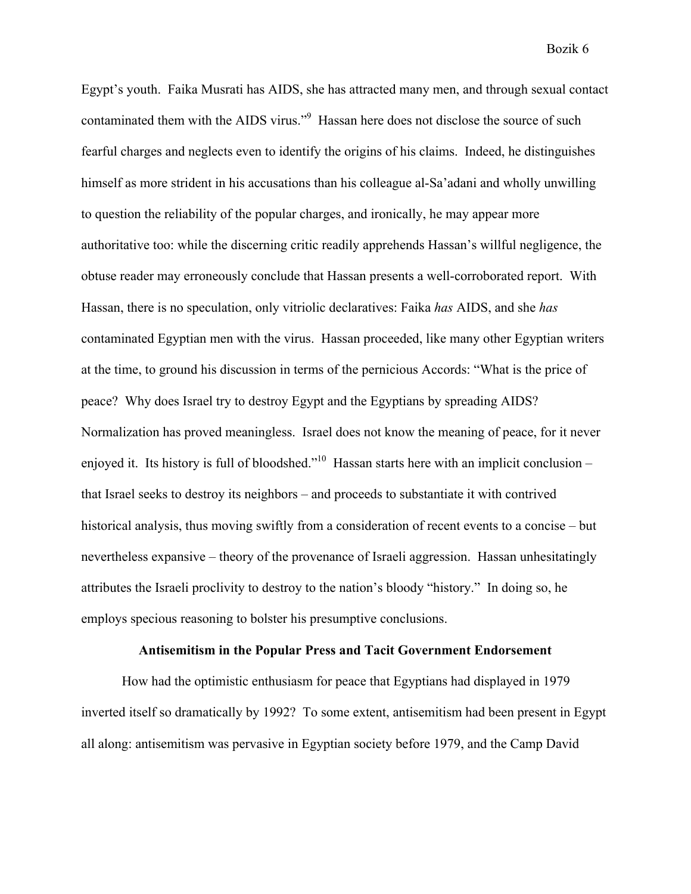Egypt's youth. Faika Musrati has AIDS, she has attracted many men, and through sexual contact contaminated them with the AIDS virus."[9] Hassan here does not disclose the source of such fearful charges and neglects even to identify the origins of his claims. Indeed, he distinguishes himself as more strident in his accusations than his colleague al-Sa'adani and wholly unwilling to question the reliability of the popular charges, and ironically, he may appear more authoritative too: while the discerning critic readily apprehends Hassan's willful negligence, the obtuse reader may erroneously conclude that Hassan presents a well-corroborated report. With Hassan, there is no speculation, only vitriolic declaratives: Faika *has* AIDS, and she *has* contaminated Egyptian men with the virus. Hassan proceeded, like many other Egyptian writers at the time, to ground his discussion in terms of the pernicious Accords: "What is the price of peace? Why does Israel try to destroy Egypt and the Egyptians by spreading AIDS? Normalization has proved meaningless. Israel does not know the meaning of peace, for it never enjoyed it. Its history is full of bloodshed."[10] Hassan starts here with an implicit conclusion – that Israel seeks to destroy its neighbors – and proceeds to substantiate it with contrived historical analysis, thus moving swiftly from a consideration of recent events to a concise – but nevertheless expansive – theory of the provenance of Israeli aggression. Hassan unhesitatingly attributes the Israeli proclivity to destroy to the nation's bloody "history." In doing so, he employs specious reasoning to bolster his presumptive conclusions.

## Antisemitism in the Popular Press and Tacit Government Endorsement

How had the optimistic enthusiasm for peace that Egyptians had displayed in 1979 inverted itself so dramatically by 1992? To some extent, antisemitism had been present in Egypt all along: antisemitism was pervasive in Egyptian society before 1979, and the Camp David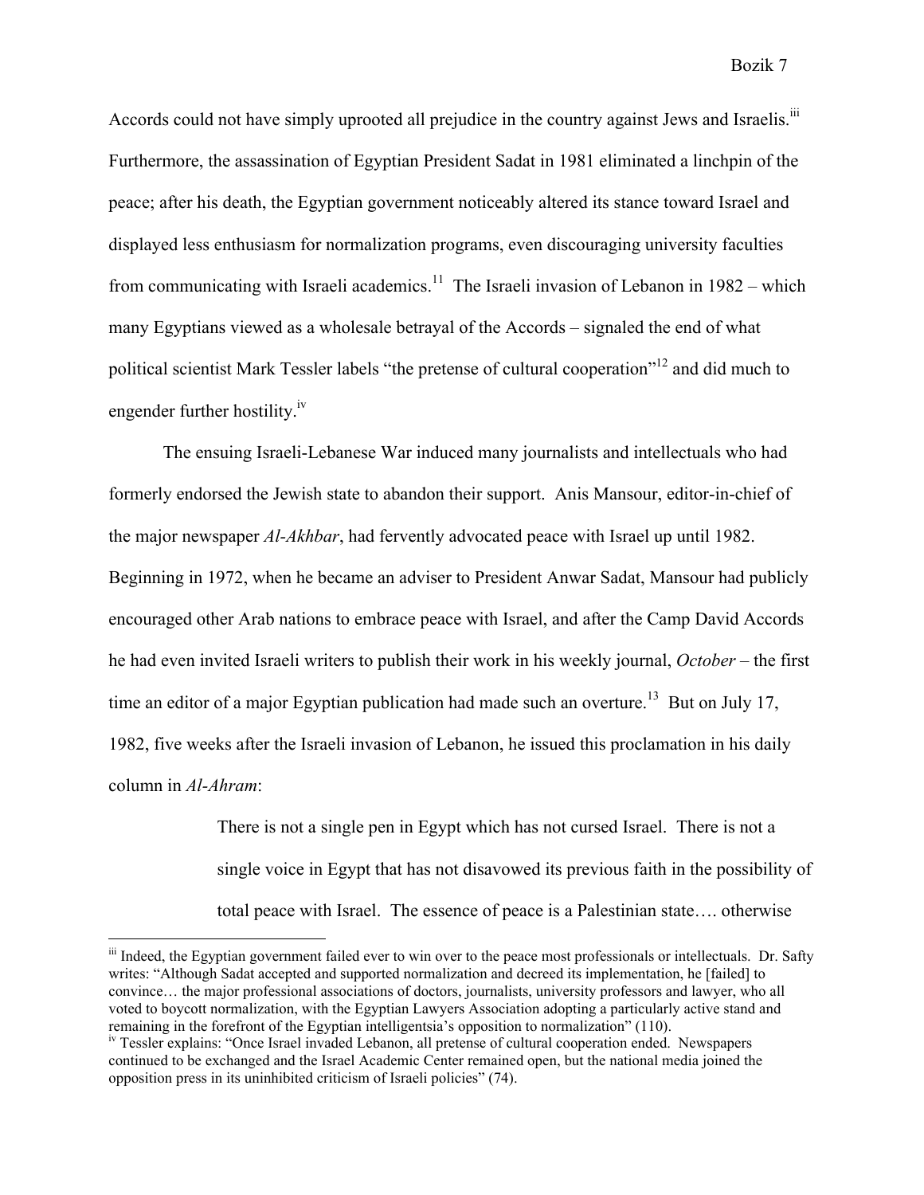Accords could not have simply uprooted all prejudice in the country against Jews and Israelis.[iii] Furthermore, the assassination of Egyptian President Sadat in 1981 eliminated a linchpin of the peace; after his death, the Egyptian government noticeably altered its stance toward Israel and displayed less enthusiasm for normalization programs, even discouraging university faculties from communicating with Israeli academics.[11] The Israeli invasion of Lebanon in 1982 – which many Egyptians viewed as a wholesale betrayal of the Accords – signaled the end of what political scientist Mark Tessler labels "the pretense of cultural cooperation"[12] and did much to engender further hostility.[iv]

The ensuing Israeli-Lebanese War induced many journalists and intellectuals who had formerly endorsed the Jewish state to abandon their support. Anis Mansour, editor-in-chief of the major newspaper *Al-Akhbar*, had fervently advocated peace with Israel up until 1982. Beginning in 1972, when he became an adviser to President Anwar Sadat, Mansour had publicly encouraged other Arab nations to embrace peace with Israel, and after the Camp David Accords he had even invited Israeli writers to publish their work in his weekly journal, *October* – the first time an editor of a major Egyptian publication had made such an overture.[13] But on July 17, 1982, five weeks after the Israeli invasion of Lebanon, he issued this proclamation in his daily column in *Al-Ahram*:

> There is not a single pen in Egypt which has not cursed Israel. There is not a single voice in Egypt that has not disavowed its previous faith in the possibility of total peace with Israel. The essence of peace is a Palestinian state…. otherwise

---

[iii] Indeed, the Egyptian government failed ever to win over to the peace most professionals or intellectuals. Dr. Safty writes: "Although Sadat accepted and supported normalization and decreed its implementation, he [failed] to convince… the major professional associations of doctors, journalists, university professors and lawyer, who all voted to boycott normalization, with the Egyptian Lawyers Association adopting a particularly active stand and remaining in the forefront of the Egyptian intelligentsia's opposition to normalization" (110).

[iv] Tessler explains: "Once Israel invaded Lebanon, all pretense of cultural cooperation ended. Newspapers continued to be exchanged and the Israel Academic Center remained open, but the national media joined the opposition press in its uninhibited criticism of Israeli policies" (74).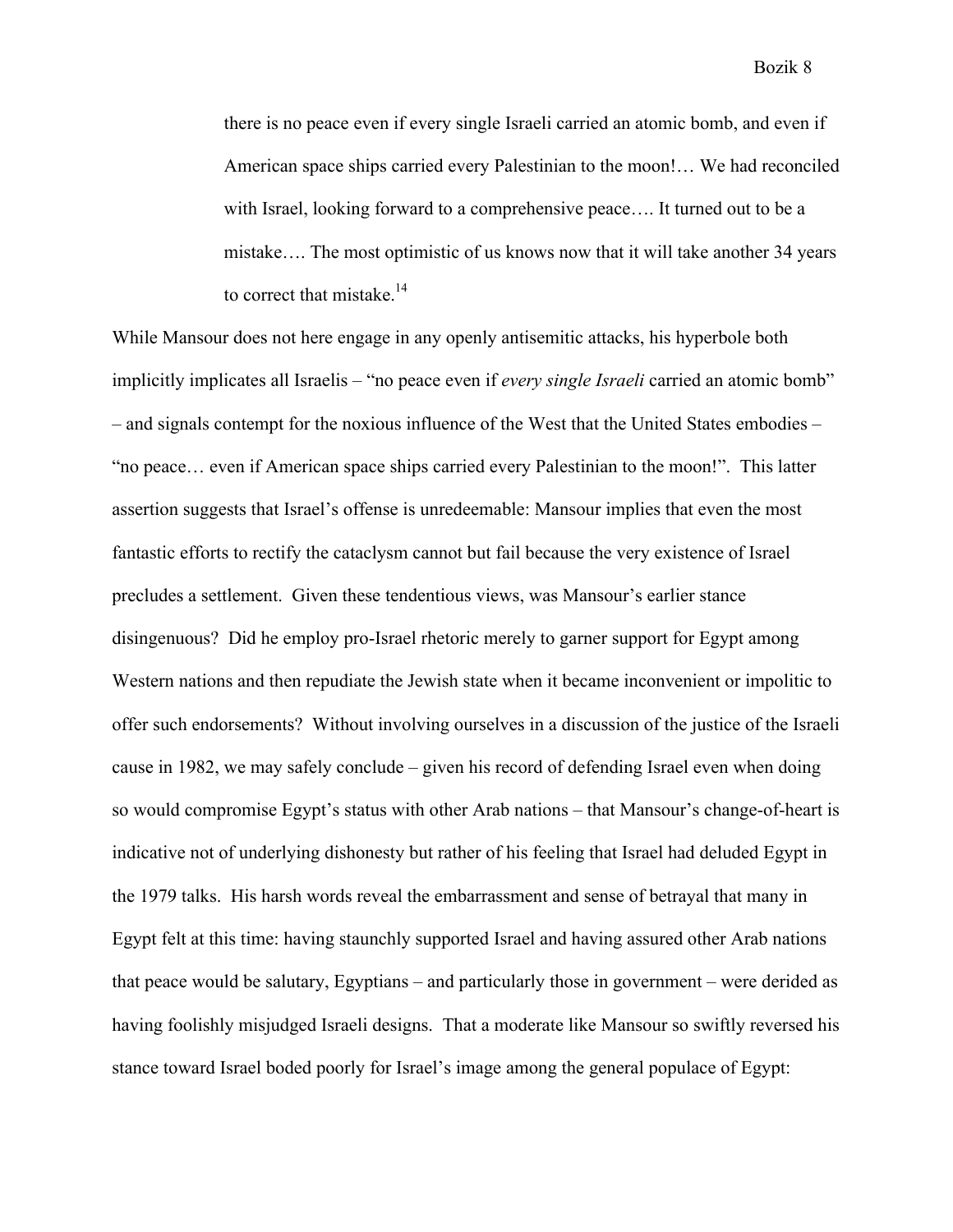> there is no peace even if every single Israeli carried an atomic bomb, and even if American space ships carried every Palestinian to the moon!… We had reconciled with Israel, looking forward to a comprehensive peace…. It turned out to be a mistake…. The most optimistic of us knows now that it will take another 34 years to correct that mistake.[14]

While Mansour does not here engage in any openly antisemitic attacks, his hyperbole both implicitly implicates all Israelis – "no peace even if *every single Israeli* carried an atomic bomb" – and signals contempt for the noxious influence of the West that the United States embodies – "no peace… even if American space ships carried every Palestinian to the moon!". This latter assertion suggests that Israel's offense is unredeemable: Mansour implies that even the most fantastic efforts to rectify the cataclysm cannot but fail because the very existence of Israel precludes a settlement. Given these tendentious views, was Mansour's earlier stance disingenuous? Did he employ pro-Israel rhetoric merely to garner support for Egypt among Western nations and then repudiate the Jewish state when it became inconvenient or impolitic to offer such endorsements? Without involving ourselves in a discussion of the justice of the Israeli cause in 1982, we may safely conclude – given his record of defending Israel even when doing so would compromise Egypt's status with other Arab nations – that Mansour's change-of-heart is indicative not of underlying dishonesty but rather of his feeling that Israel had deluded Egypt in the 1979 talks. His harsh words reveal the embarrassment and sense of betrayal that many in Egypt felt at this time: having staunchly supported Israel and having assured other Arab nations that peace would be salutary, Egyptians – and particularly those in government – were derided as having foolishly misjudged Israeli designs. That a moderate like Mansour so swiftly reversed his stance toward Israel boded poorly for Israel's image among the general populace of Egypt: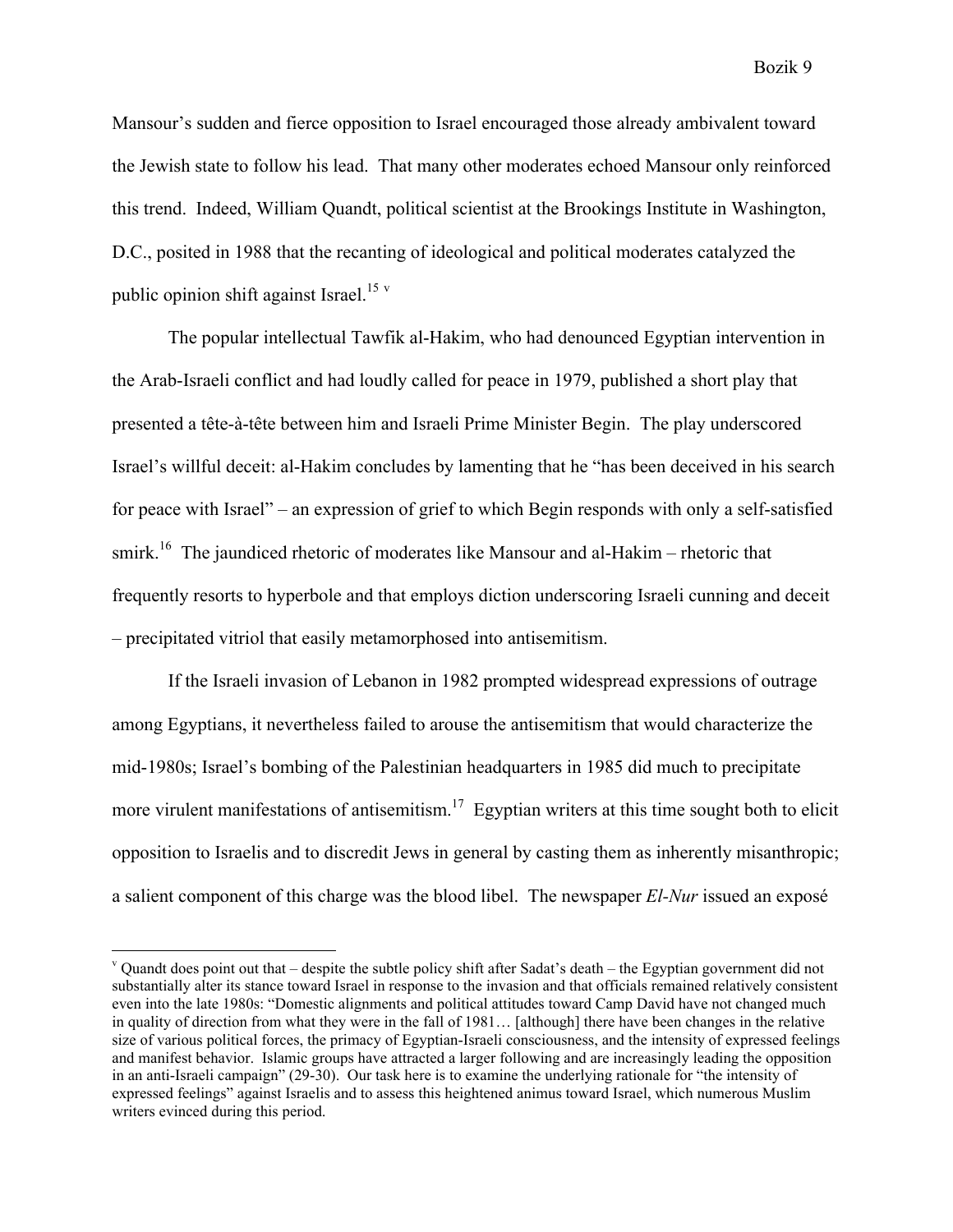Mansour's sudden and fierce opposition to Israel encouraged those already ambivalent toward the Jewish state to follow his lead. That many other moderates echoed Mansour only reinforced this trend. Indeed, William Quandt, political scientist at the Brookings Institute in Washington, D.C., posited in 1988 that the recanting of ideological and political moderates catalyzed the public opinion shift against Israel.[15] [v]

The popular intellectual Tawfik al-Hakim, who had denounced Egyptian intervention in the Arab-Israeli conflict and had loudly called for peace in 1979, published a short play that presented a tête-à-tête between him and Israeli Prime Minister Begin. The play underscored Israel's willful deceit: al-Hakim concludes by lamenting that he "has been deceived in his search for peace with Israel" – an expression of grief to which Begin responds with only a self-satisfied smirk.[16] The jaundiced rhetoric of moderates like Mansour and al-Hakim – rhetoric that frequently resorts to hyperbole and that employs diction underscoring Israeli cunning and deceit – precipitated vitriol that easily metamorphosed into antisemitism.

If the Israeli invasion of Lebanon in 1982 prompted widespread expressions of outrage among Egyptians, it nevertheless failed to arouse the antisemitism that would characterize the mid-1980s; Israel's bombing of the Palestinian headquarters in 1985 did much to precipitate more virulent manifestations of antisemitism.[17] Egyptian writers at this time sought both to elicit opposition to Israelis and to discredit Jews in general by casting them as inherently misanthropic; a salient component of this charge was the blood libel. The newspaper *El-Nur* issued an exposé

---

[v] Quandt does point out that – despite the subtle policy shift after Sadat's death – the Egyptian government did not substantially alter its stance toward Israel in response to the invasion and that officials remained relatively consistent even into the late 1980s: "Domestic alignments and political attitudes toward Camp David have not changed much in quality of direction from what they were in the fall of 1981… [although] there have been changes in the relative size of various political forces, the primacy of Egyptian-Israeli consciousness, and the intensity of expressed feelings and manifest behavior. Islamic groups have attracted a larger following and are increasingly leading the opposition in an anti-Israeli campaign" (29-30). Our task here is to examine the underlying rationale for "the intensity of expressed feelings" against Israelis and to assess this heightened animus toward Israel, which numerous Muslim writers evinced during this period.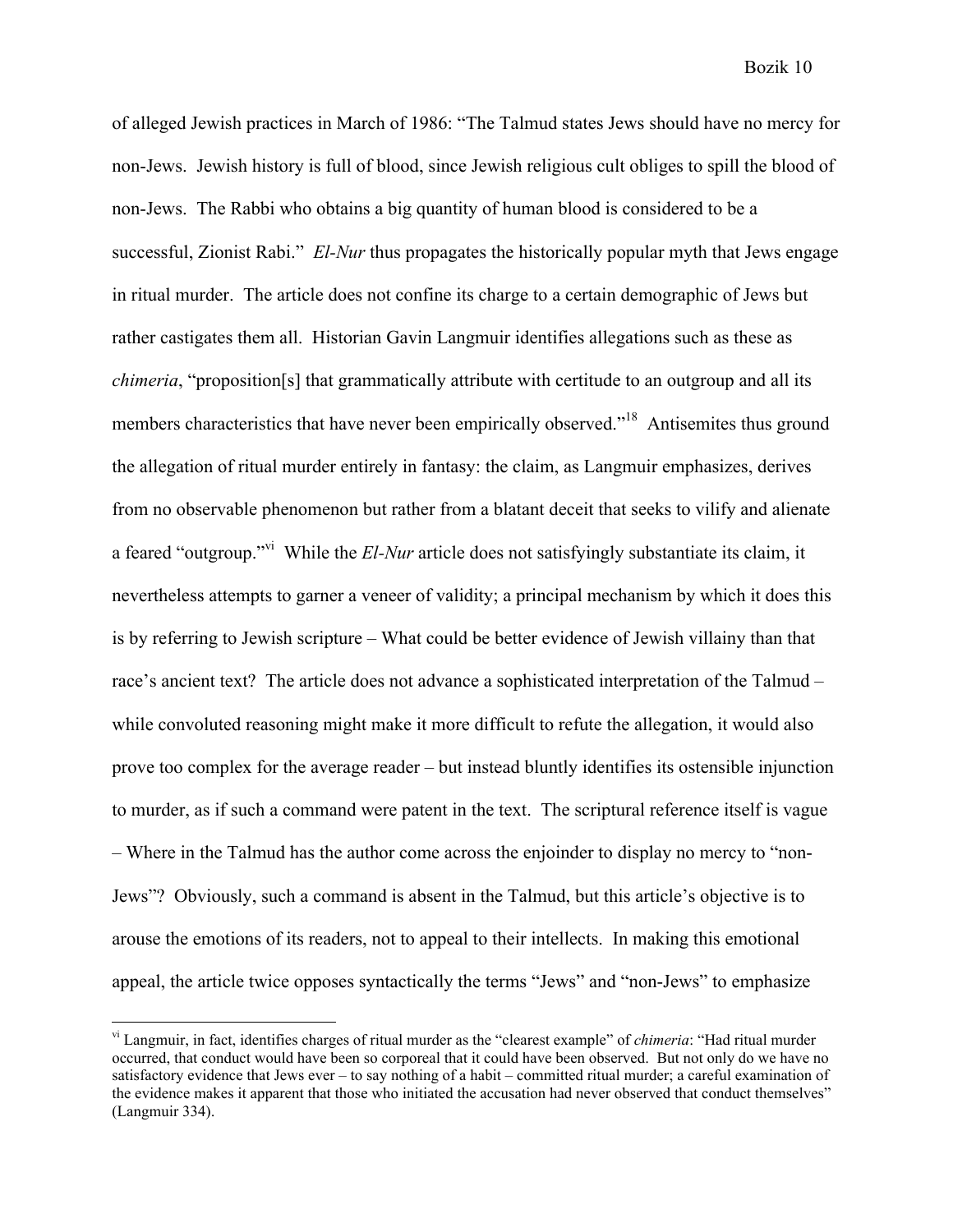of alleged Jewish practices in March of 1986: "The Talmud states Jews should have no mercy for non-Jews. Jewish history is full of blood, since Jewish religious cult obliges to spill the blood of non-Jews. The Rabbi who obtains a big quantity of human blood is considered to be a successful, Zionist Rabi." *El-Nur* thus propagates the historically popular myth that Jews engage in ritual murder. The article does not confine its charge to a certain demographic of Jews but rather castigates them all. Historian Gavin Langmuir identifies allegations such as these as *chimeria*, "proposition[s] that grammatically attribute with certitude to an outgroup and all its members characteristics that have never been empirically observed."[18] Antisemites thus ground the allegation of ritual murder entirely in fantasy: the claim, as Langmuir emphasizes, derives from no observable phenomenon but rather from a blatant deceit that seeks to vilify and alienate a feared "outgroup."[vi] While the *El-Nur* article does not satisfyingly substantiate its claim, it nevertheless attempts to garner a veneer of validity; a principal mechanism by which it does this is by referring to Jewish scripture – What could be better evidence of Jewish villainy than that race's ancient text? The article does not advance a sophisticated interpretation of the Talmud – while convoluted reasoning might make it more difficult to refute the allegation, it would also prove too complex for the average reader – but instead bluntly identifies its ostensible injunction to murder, as if such a command were patent in the text. The scriptural reference itself is vague – Where in the Talmud has the author come across the enjoinder to display no mercy to "non-Jews"? Obviously, such a command is absent in the Talmud, but this article's objective is to arouse the emotions of its readers, not to appeal to their intellects. In making this emotional appeal, the article twice opposes syntactically the terms "Jews" and "non-Jews" to emphasize

---

[vi] Langmuir, in fact, identifies charges of ritual murder as the "clearest example" of *chimeria*: "Had ritual murder occurred, that conduct would have been so corporeal that it could have been observed. But not only do we have no satisfactory evidence that Jews ever – to say nothing of a habit – committed ritual murder; a careful examination of the evidence makes it apparent that those who initiated the accusation had never observed that conduct themselves" (Langmuir 334).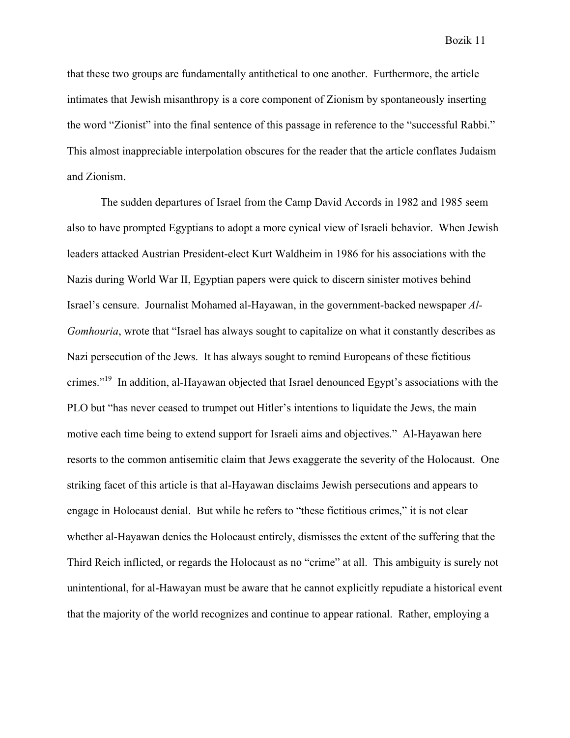that these two groups are fundamentally antithetical to one another. Furthermore, the article intimates that Jewish misanthropy is a core component of Zionism by spontaneously inserting the word "Zionist" into the final sentence of this passage in reference to the "successful Rabbi." This almost inappreciable interpolation obscures for the reader that the article conflates Judaism and Zionism.

The sudden departures of Israel from the Camp David Accords in 1982 and 1985 seem also to have prompted Egyptians to adopt a more cynical view of Israeli behavior. When Jewish leaders attacked Austrian President-elect Kurt Waldheim in 1986 for his associations with the Nazis during World War II, Egyptian papers were quick to discern sinister motives behind Israel's censure. Journalist Mohamed al-Hayawan, in the government-backed newspaper *Al-Gomhouria*, wrote that "Israel has always sought to capitalize on what it constantly describes as Nazi persecution of the Jews. It has always sought to remind Europeans of these fictitious crimes."[19] In addition, al-Hayawan objected that Israel denounced Egypt's associations with the PLO but "has never ceased to trumpet out Hitler's intentions to liquidate the Jews, the main motive each time being to extend support for Israeli aims and objectives." Al-Hayawan here resorts to the common antisemitic claim that Jews exaggerate the severity of the Holocaust. One striking facet of this article is that al-Hayawan disclaims Jewish persecutions and appears to engage in Holocaust denial. But while he refers to "these fictitious crimes," it is not clear whether al-Hayawan denies the Holocaust entirely, dismisses the extent of the suffering that the Third Reich inflicted, or regards the Holocaust as no "crime" at all. This ambiguity is surely not unintentional, for al-Hawayan must be aware that he cannot explicitly repudiate a historical event that the majority of the world recognizes and continue to appear rational. Rather, employing a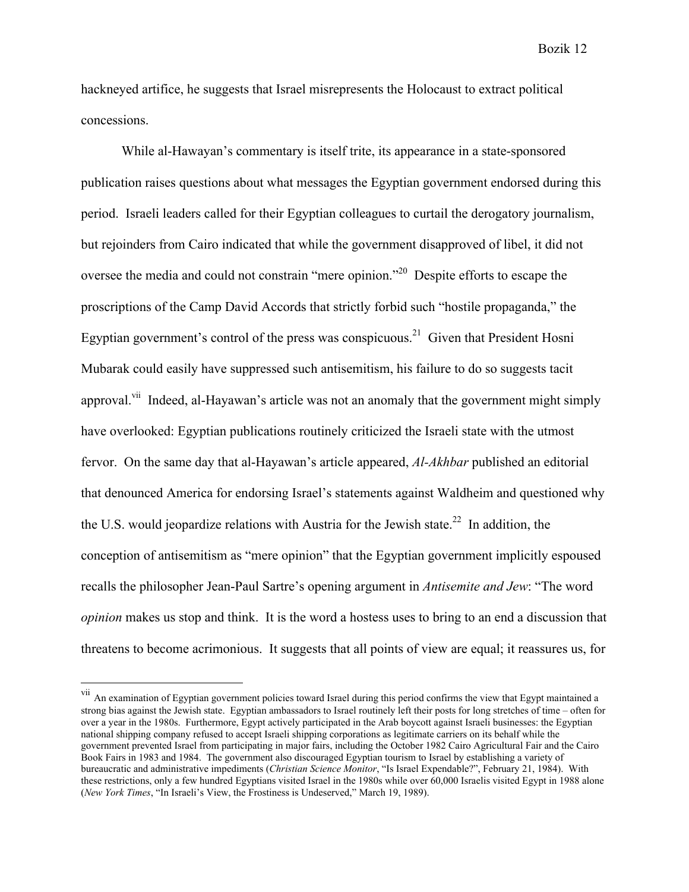hackneyed artifice, he suggests that Israel misrepresents the Holocaust to extract political concessions.

While al-Hawayan's commentary is itself trite, its appearance in a state-sponsored publication raises questions about what messages the Egyptian government endorsed during this period. Israeli leaders called for their Egyptian colleagues to curtail the derogatory journalism, but rejoinders from Cairo indicated that while the government disapproved of libel, it did not oversee the media and could not constrain "mere opinion."[20] Despite efforts to escape the proscriptions of the Camp David Accords that strictly forbid such "hostile propaganda," the Egyptian government's control of the press was conspicuous.[21] Given that President Hosni Mubarak could easily have suppressed such antisemitism, his failure to do so suggests tacit approval.[vii] Indeed, al-Hayawan's article was not an anomaly that the government might simply have overlooked: Egyptian publications routinely criticized the Israeli state with the utmost fervor. On the same day that al-Hayawan's article appeared, *Al-Akhbar* published an editorial that denounced America for endorsing Israel's statements against Waldheim and questioned why the U.S. would jeopardize relations with Austria for the Jewish state.[22] In addition, the conception of antisemitism as "mere opinion" that the Egyptian government implicitly espoused recalls the philosopher Jean-Paul Sartre's opening argument in *Antisemite and Jew*: "The word *opinion* makes us stop and think. It is the word a hostess uses to bring to an end a discussion that threatens to become acrimonious. It suggests that all points of view are equal; it reassures us, for

---

[vii] An examination of Egyptian government policies toward Israel during this period confirms the view that Egypt maintained a strong bias against the Jewish state. Egyptian ambassadors to Israel routinely left their posts for long stretches of time – often for over a year in the 1980s. Furthermore, Egypt actively participated in the Arab boycott against Israeli businesses: the Egyptian national shipping company refused to accept Israeli shipping corporations as legitimate carriers on its behalf while the government prevented Israel from participating in major fairs, including the October 1982 Cairo Agricultural Fair and the Cairo Book Fairs in 1983 and 1984. The government also discouraged Egyptian tourism to Israel by establishing a variety of bureaucratic and administrative impediments (*Christian Science Monitor*, "Is Israel Expendable?", February 21, 1984). With these restrictions, only a few hundred Egyptians visited Israel in the 1980s while over 60,000 Israelis visited Egypt in 1988 alone (*New York Times*, "In Israeli's View, the Frostiness is Undeserved," March 19, 1989).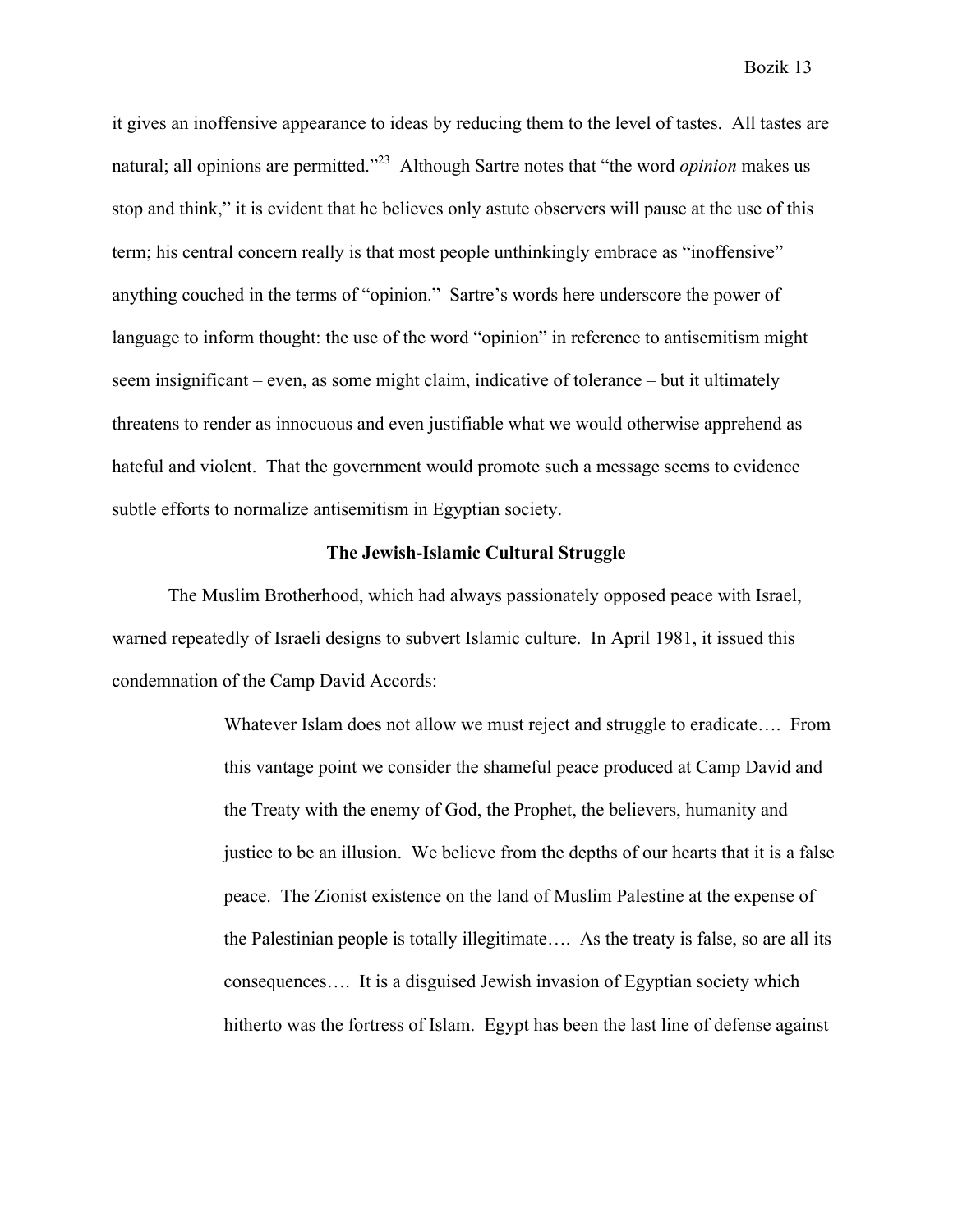it gives an inoffensive appearance to ideas by reducing them to the level of tastes. All tastes are natural; all opinions are permitted."[23] Although Sartre notes that "the word *opinion* makes us stop and think," it is evident that he believes only astute observers will pause at the use of this term; his central concern really is that most people unthinkingly embrace as "inoffensive" anything couched in the terms of "opinion." Sartre's words here underscore the power of language to inform thought: the use of the word "opinion" in reference to antisemitism might seem insignificant – even, as some might claim, indicative of tolerance – but it ultimately threatens to render as innocuous and even justifiable what we would otherwise apprehend as hateful and violent. That the government would promote such a message seems to evidence subtle efforts to normalize antisemitism in Egyptian society.

## The Jewish-Islamic Cultural Struggle

The Muslim Brotherhood, which had always passionately opposed peace with Israel, warned repeatedly of Israeli designs to subvert Islamic culture. In April 1981, it issued this condemnation of the Camp David Accords:

> Whatever Islam does not allow we must reject and struggle to eradicate…. From this vantage point we consider the shameful peace produced at Camp David and the Treaty with the enemy of God, the Prophet, the believers, humanity and justice to be an illusion. We believe from the depths of our hearts that it is a false peace. The Zionist existence on the land of Muslim Palestine at the expense of the Palestinian people is totally illegitimate…. As the treaty is false, so are all its consequences…. It is a disguised Jewish invasion of Egyptian society which hitherto was the fortress of Islam. Egypt has been the last line of defense against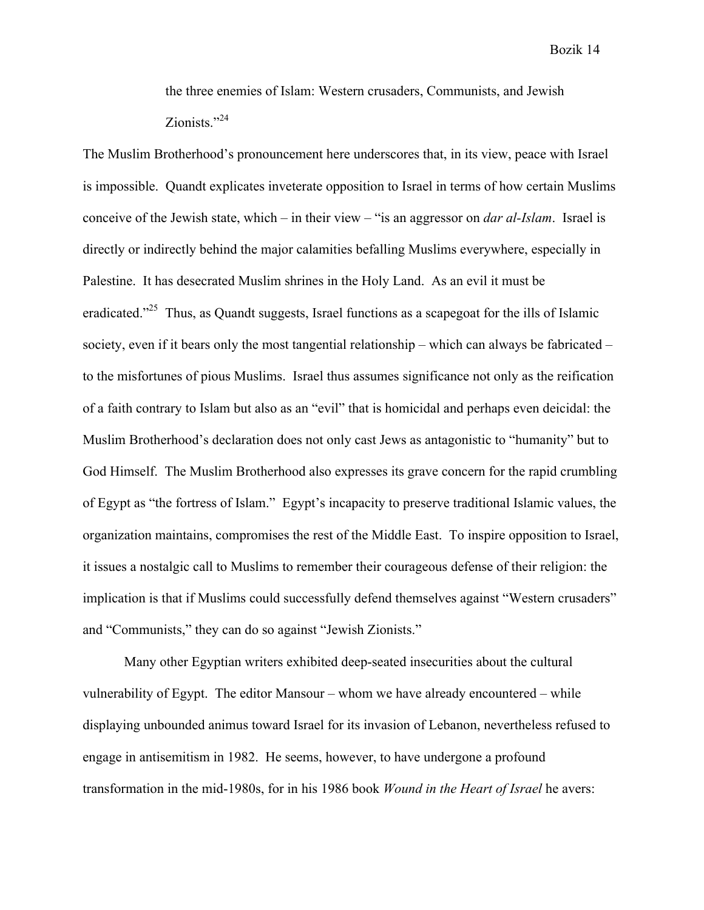> the three enemies of Islam: Western crusaders, Communists, and Jewish Zionists."[24]

The Muslim Brotherhood's pronouncement here underscores that, in its view, peace with Israel is impossible. Quandt explicates inveterate opposition to Israel in terms of how certain Muslims conceive of the Jewish state, which – in their view – "is an aggressor on *dar al-Islam*. Israel is directly or indirectly behind the major calamities befalling Muslims everywhere, especially in Palestine. It has desecrated Muslim shrines in the Holy Land. As an evil it must be eradicated."[25] Thus, as Quandt suggests, Israel functions as a scapegoat for the ills of Islamic society, even if it bears only the most tangential relationship – which can always be fabricated – to the misfortunes of pious Muslims. Israel thus assumes significance not only as the reification of a faith contrary to Islam but also as an "evil" that is homicidal and perhaps even deicidal: the Muslim Brotherhood's declaration does not only cast Jews as antagonistic to "humanity" but to God Himself. The Muslim Brotherhood also expresses its grave concern for the rapid crumbling of Egypt as "the fortress of Islam." Egypt's incapacity to preserve traditional Islamic values, the organization maintains, compromises the rest of the Middle East. To inspire opposition to Israel, it issues a nostalgic call to Muslims to remember their courageous defense of their religion: the implication is that if Muslims could successfully defend themselves against "Western crusaders" and "Communists," they can do so against "Jewish Zionists."

Many other Egyptian writers exhibited deep-seated insecurities about the cultural vulnerability of Egypt. The editor Mansour – whom we have already encountered – while displaying unbounded animus toward Israel for its invasion of Lebanon, nevertheless refused to engage in antisemitism in 1982. He seems, however, to have undergone a profound transformation in the mid-1980s, for in his 1986 book *Wound in the Heart of Israel* he avers: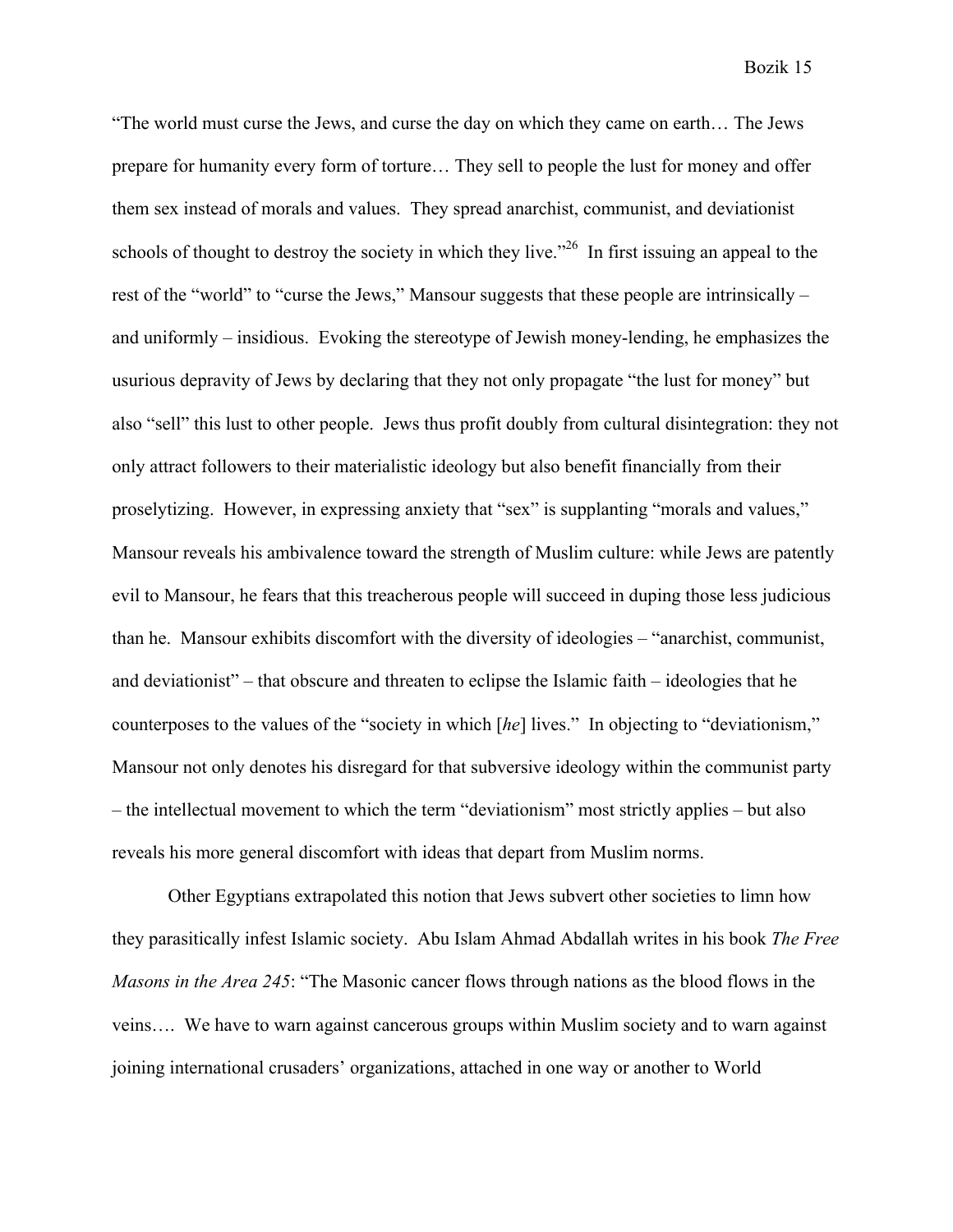"The world must curse the Jews, and curse the day on which they came on earth… The Jews prepare for humanity every form of torture… They sell to people the lust for money and offer them sex instead of morals and values. They spread anarchist, communist, and deviationist schools of thought to destroy the society in which they live."[26] In first issuing an appeal to the rest of the "world" to "curse the Jews," Mansour suggests that these people are intrinsically – and uniformly – insidious. Evoking the stereotype of Jewish money-lending, he emphasizes the usurious depravity of Jews by declaring that they not only propagate "the lust for money" but also "sell" this lust to other people. Jews thus profit doubly from cultural disintegration: they not only attract followers to their materialistic ideology but also benefit financially from their proselytizing. However, in expressing anxiety that "sex" is supplanting "morals and values," Mansour reveals his ambivalence toward the strength of Muslim culture: while Jews are patently evil to Mansour, he fears that this treacherous people will succeed in duping those less judicious than he. Mansour exhibits discomfort with the diversity of ideologies – "anarchist, communist, and deviationist" – that obscure and threaten to eclipse the Islamic faith – ideologies that he counterposes to the values of the "society in which [*he*] lives." In objecting to "deviationism," Mansour not only denotes his disregard for that subversive ideology within the communist party – the intellectual movement to which the term "deviationism" most strictly applies – but also reveals his more general discomfort with ideas that depart from Muslim norms.

Other Egyptians extrapolated this notion that Jews subvert other societies to limn how they parasitically infest Islamic society. Abu Islam Ahmad Abdallah writes in his book *The Free Masons in the Area 245*: "The Masonic cancer flows through nations as the blood flows in the veins…. We have to warn against cancerous groups within Muslim society and to warn against joining international crusaders' organizations, attached in one way or another to World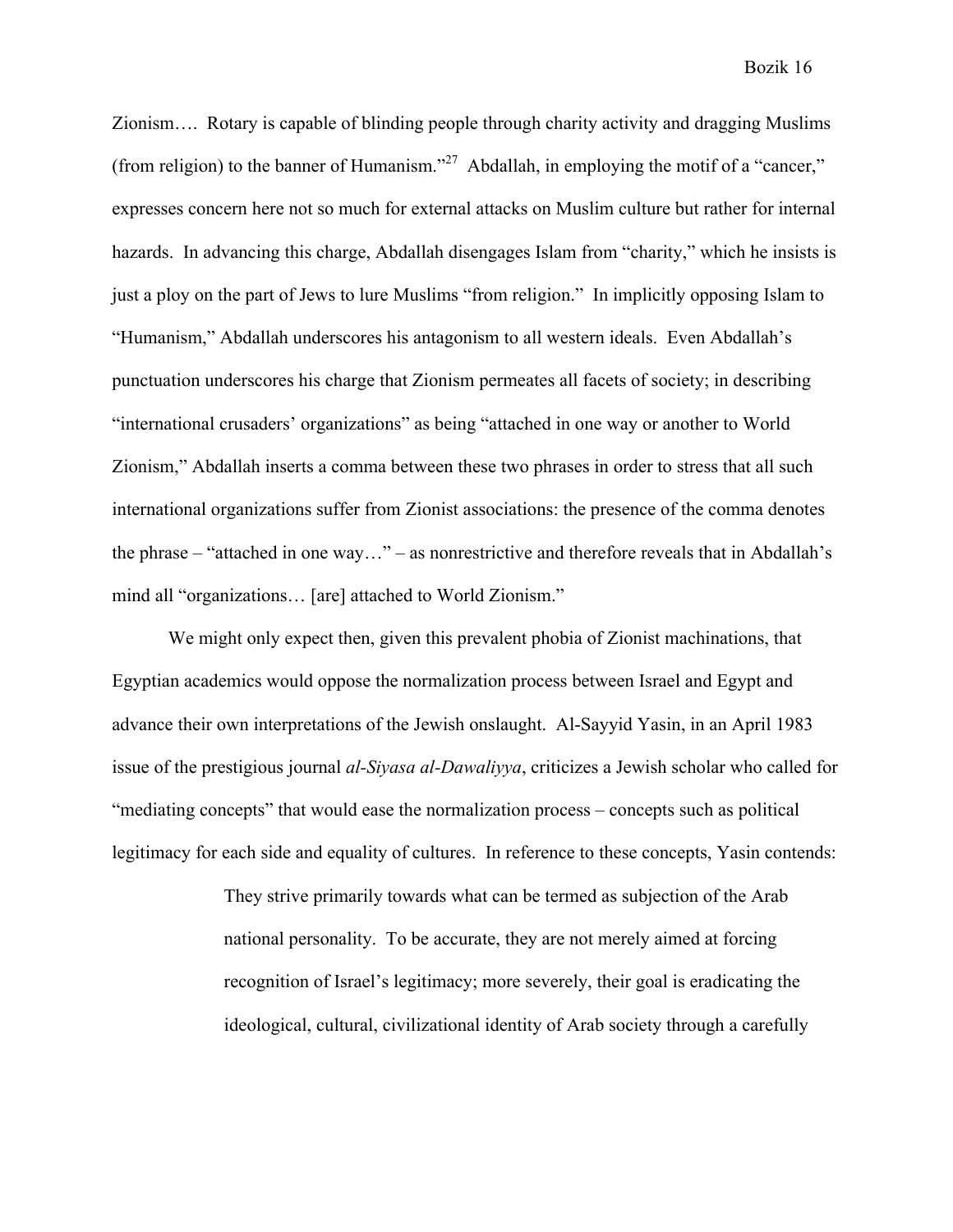Zionism…. Rotary is capable of blinding people through charity activity and dragging Muslims (from religion) to the banner of Humanism."[27] Abdallah, in employing the motif of a "cancer," expresses concern here not so much for external attacks on Muslim culture but rather for internal hazards. In advancing this charge, Abdallah disengages Islam from "charity," which he insists is just a ploy on the part of Jews to lure Muslims "from religion." In implicitly opposing Islam to "Humanism," Abdallah underscores his antagonism to all western ideals. Even Abdallah's punctuation underscores his charge that Zionism permeates all facets of society; in describing "international crusaders' organizations" as being "attached in one way or another to World Zionism," Abdallah inserts a comma between these two phrases in order to stress that all such international organizations suffer from Zionist associations: the presence of the comma denotes the phrase – "attached in one way…" – as nonrestrictive and therefore reveals that in Abdallah's mind all "organizations… [are] attached to World Zionism."

We might only expect then, given this prevalent phobia of Zionist machinations, that Egyptian academics would oppose the normalization process between Israel and Egypt and advance their own interpretations of the Jewish onslaught. Al-Sayyid Yasin, in an April 1983 issue of the prestigious journal *al-Siyasa al-Dawaliyya*, criticizes a Jewish scholar who called for "mediating concepts" that would ease the normalization process – concepts such as political legitimacy for each side and equality of cultures. In reference to these concepts, Yasin contends:

> They strive primarily towards what can be termed as subjection of the Arab national personality. To be accurate, they are not merely aimed at forcing recognition of Israel's legitimacy; more severely, their goal is eradicating the ideological, cultural, civilizational identity of Arab society through a carefully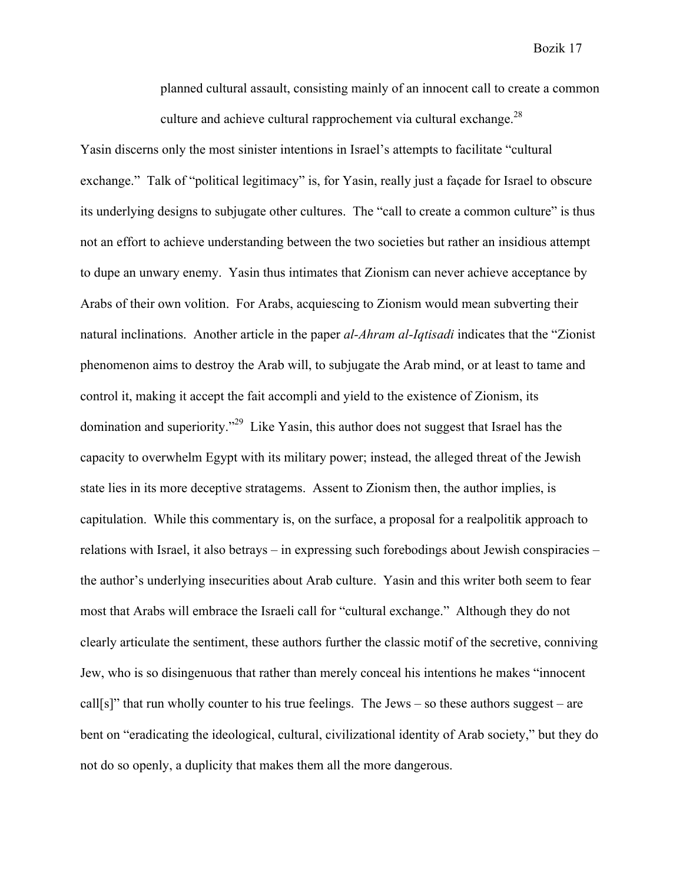> planned cultural assault, consisting mainly of an innocent call to create a common culture and achieve cultural rapprochement via cultural exchange.[28]

Yasin discerns only the most sinister intentions in Israel's attempts to facilitate "cultural exchange." Talk of "political legitimacy" is, for Yasin, really just a façade for Israel to obscure its underlying designs to subjugate other cultures. The "call to create a common culture" is thus not an effort to achieve understanding between the two societies but rather an insidious attempt to dupe an unwary enemy. Yasin thus intimates that Zionism can never achieve acceptance by Arabs of their own volition. For Arabs, acquiescing to Zionism would mean subverting their natural inclinations. Another article in the paper *al-Ahram al-Iqtisadi* indicates that the "Zionist phenomenon aims to destroy the Arab will, to subjugate the Arab mind, or at least to tame and control it, making it accept the fait accompli and yield to the existence of Zionism, its domination and superiority."[29] Like Yasin, this author does not suggest that Israel has the capacity to overwhelm Egypt with its military power; instead, the alleged threat of the Jewish state lies in its more deceptive stratagems. Assent to Zionism then, the author implies, is capitulation. While this commentary is, on the surface, a proposal for a realpolitik approach to relations with Israel, it also betrays – in expressing such forebodings about Jewish conspiracies – the author's underlying insecurities about Arab culture. Yasin and this writer both seem to fear most that Arabs will embrace the Israeli call for "cultural exchange." Although they do not clearly articulate the sentiment, these authors further the classic motif of the secretive, conniving Jew, who is so disingenuous that rather than merely conceal his intentions he makes "innocent call[s]" that run wholly counter to his true feelings. The Jews – so these authors suggest – are bent on "eradicating the ideological, cultural, civilizational identity of Arab society," but they do not do so openly, a duplicity that makes them all the more dangerous.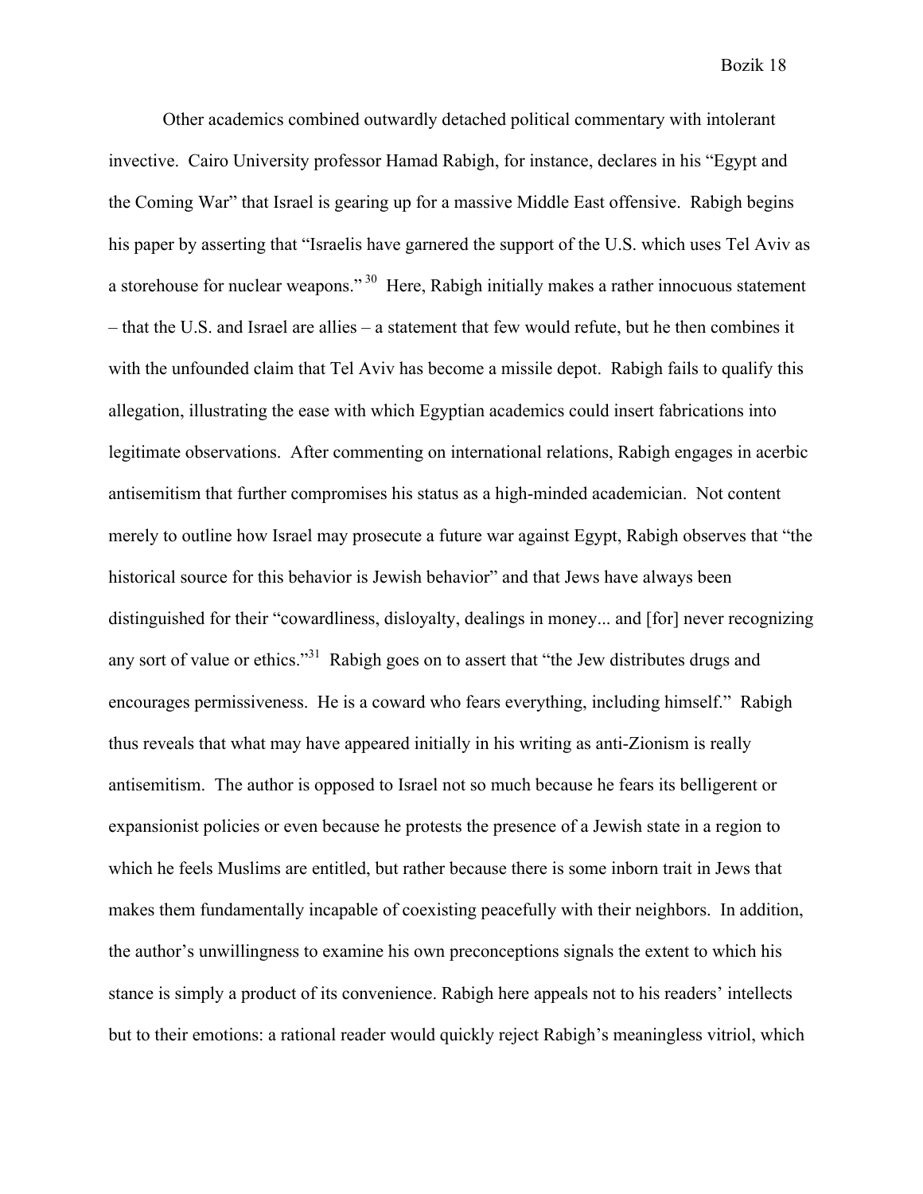Other academics combined outwardly detached political commentary with intolerant invective. Cairo University professor Hamad Rabigh, for instance, declares in his "Egypt and the Coming War" that Israel is gearing up for a massive Middle East offensive. Rabigh begins his paper by asserting that "Israelis have garnered the support of the U.S. which uses Tel Aviv as a storehouse for nuclear weapons."[30] Here, Rabigh initially makes a rather innocuous statement – that the U.S. and Israel are allies – a statement that few would refute, but he then combines it with the unfounded claim that Tel Aviv has become a missile depot. Rabigh fails to qualify this allegation, illustrating the ease with which Egyptian academics could insert fabrications into legitimate observations. After commenting on international relations, Rabigh engages in acerbic antisemitism that further compromises his status as a high-minded academician. Not content merely to outline how Israel may prosecute a future war against Egypt, Rabigh observes that "the historical source for this behavior is Jewish behavior" and that Jews have always been distinguished for their "cowardliness, disloyalty, dealings in money... and [for] never recognizing any sort of value or ethics."[31] Rabigh goes on to assert that "the Jew distributes drugs and encourages permissiveness. He is a coward who fears everything, including himself." Rabigh thus reveals that what may have appeared initially in his writing as anti-Zionism is really antisemitism. The author is opposed to Israel not so much because he fears its belligerent or expansionist policies or even because he protests the presence of a Jewish state in a region to which he feels Muslims are entitled, but rather because there is some inborn trait in Jews that makes them fundamentally incapable of coexisting peacefully with their neighbors. In addition, the author's unwillingness to examine his own preconceptions signals the extent to which his stance is simply a product of its convenience. Rabigh here appeals not to his readers' intellects but to their emotions: a rational reader would quickly reject Rabigh's meaningless vitriol, which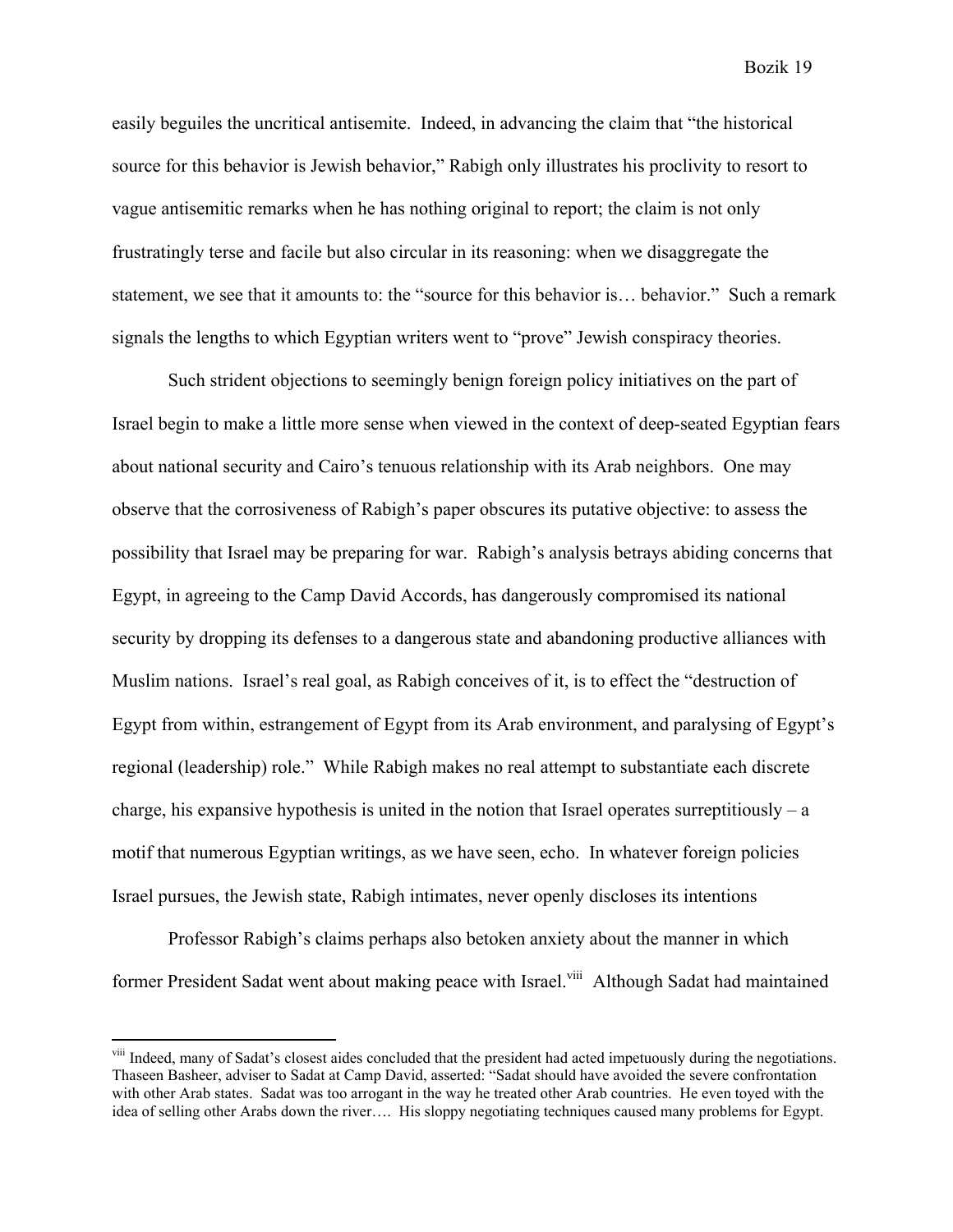easily beguiles the uncritical antisemite. Indeed, in advancing the claim that "the historical source for this behavior is Jewish behavior," Rabigh only illustrates his proclivity to resort to vague antisemitic remarks when he has nothing original to report; the claim is not only frustratingly terse and facile but also circular in its reasoning: when we disaggregate the statement, we see that it amounts to: the "source for this behavior is… behavior." Such a remark signals the lengths to which Egyptian writers went to "prove" Jewish conspiracy theories.

Such strident objections to seemingly benign foreign policy initiatives on the part of Israel begin to make a little more sense when viewed in the context of deep-seated Egyptian fears about national security and Cairo's tenuous relationship with its Arab neighbors. One may observe that the corrosiveness of Rabigh's paper obscures its putative objective: to assess the possibility that Israel may be preparing for war. Rabigh's analysis betrays abiding concerns that Egypt, in agreeing to the Camp David Accords, has dangerously compromised its national security by dropping its defenses to a dangerous state and abandoning productive alliances with Muslim nations. Israel's real goal, as Rabigh conceives of it, is to effect the "destruction of Egypt from within, estrangement of Egypt from its Arab environment, and paralysing of Egypt's regional (leadership) role." While Rabigh makes no real attempt to substantiate each discrete charge, his expansive hypothesis is united in the notion that Israel operates surreptitiously – a motif that numerous Egyptian writings, as we have seen, echo. In whatever foreign policies Israel pursues, the Jewish state, Rabigh intimates, never openly discloses its intentions

Professor Rabigh's claims perhaps also betoken anxiety about the manner in which former President Sadat went about making peace with Israel.[viii] Although Sadat had maintained

---

[viii] Indeed, many of Sadat's closest aides concluded that the president had acted impetuously during the negotiations. Thaseen Basheer, adviser to Sadat at Camp David, asserted: "Sadat should have avoided the severe confrontation with other Arab states. Sadat was too arrogant in the way he treated other Arab countries. He even toyed with the idea of selling other Arabs down the river…. His sloppy negotiating techniques caused many problems for Egypt.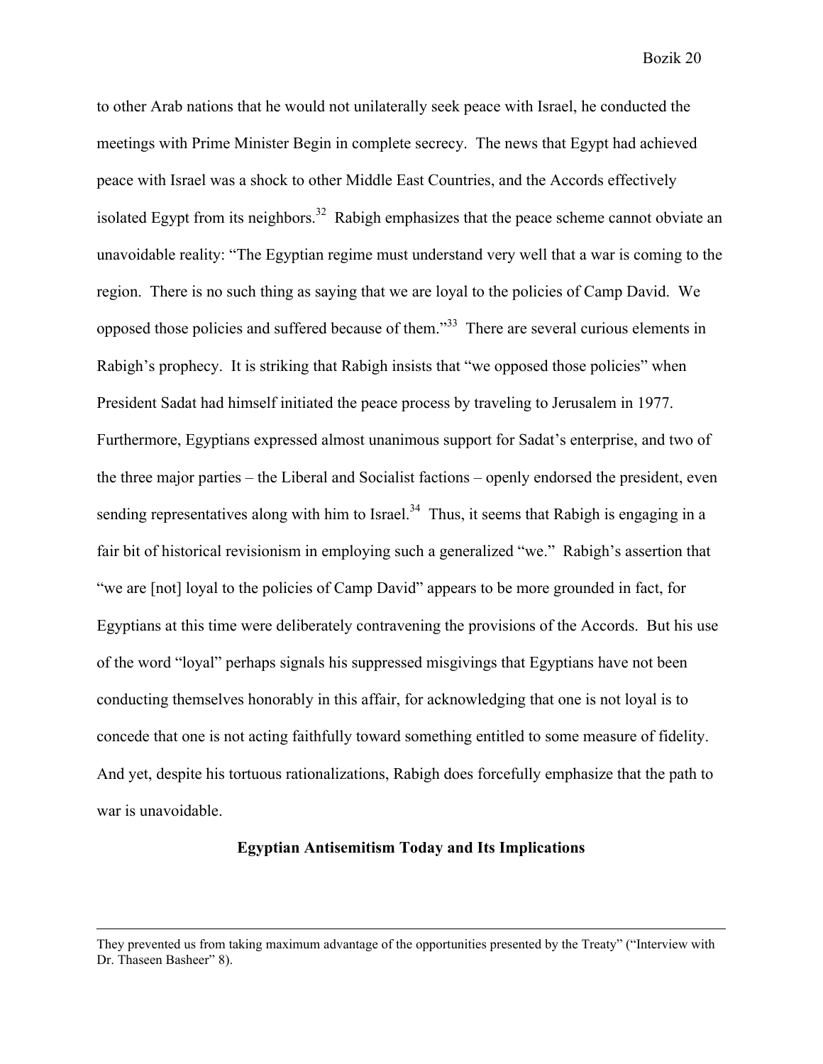to other Arab nations that he would not unilaterally seek peace with Israel, he conducted the meetings with Prime Minister Begin in complete secrecy. The news that Egypt had achieved peace with Israel was a shock to other Middle East Countries, and the Accords effectively isolated Egypt from its neighbors.[32] Rabigh emphasizes that the peace scheme cannot obviate an unavoidable reality: "The Egyptian regime must understand very well that a war is coming to the region. There is no such thing as saying that we are loyal to the policies of Camp David. We opposed those policies and suffered because of them."[33] There are several curious elements in Rabigh's prophecy. It is striking that Rabigh insists that "we opposed those policies" when President Sadat had himself initiated the peace process by traveling to Jerusalem in 1977. Furthermore, Egyptians expressed almost unanimous support for Sadat's enterprise, and two of the three major parties – the Liberal and Socialist factions – openly endorsed the president, even sending representatives along with him to Israel.[34] Thus, it seems that Rabigh is engaging in a fair bit of historical revisionism in employing such a generalized "we." Rabigh's assertion that "we are [not] loyal to the policies of Camp David" appears to be more grounded in fact, for Egyptians at this time were deliberately contravening the provisions of the Accords. But his use of the word "loyal" perhaps signals his suppressed misgivings that Egyptians have not been conducting themselves honorably in this affair, for acknowledging that one is not loyal is to concede that one is not acting faithfully toward something entitled to some measure of fidelity. And yet, despite his tortuous rationalizations, Rabigh does forcefully emphasize that the path to war is unavoidable.

## Egyptian Antisemitism Today and Its Implications

---

They prevented us from taking maximum advantage of the opportunities presented by the Treaty" ("Interview with Dr. Thaseen Basheer" 8).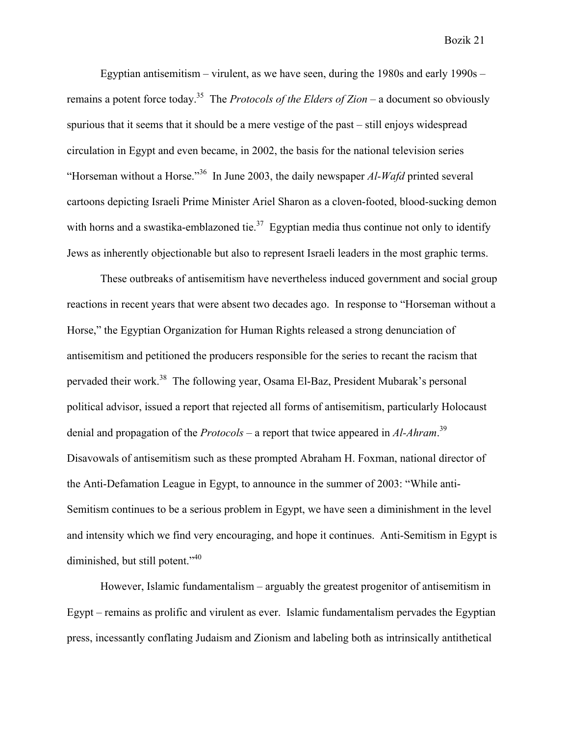Egyptian antisemitism – virulent, as we have seen, during the 1980s and early 1990s – remains a potent force today.[35] The *Protocols of the Elders of Zion* – a document so obviously spurious that it seems that it should be a mere vestige of the past – still enjoys widespread circulation in Egypt and even became, in 2002, the basis for the national television series "Horseman without a Horse."[36] In June 2003, the daily newspaper *Al-Wafd* printed several cartoons depicting Israeli Prime Minister Ariel Sharon as a cloven-footed, blood-sucking demon with horns and a swastika-emblazoned tie.[37] Egyptian media thus continue not only to identify Jews as inherently objectionable but also to represent Israeli leaders in the most graphic terms.

These outbreaks of antisemitism have nevertheless induced government and social group reactions in recent years that were absent two decades ago. In response to "Horseman without a Horse," the Egyptian Organization for Human Rights released a strong denunciation of antisemitism and petitioned the producers responsible for the series to recant the racism that pervaded their work.[38] The following year, Osama El-Baz, President Mubarak's personal political advisor, issued a report that rejected all forms of antisemitism, particularly Holocaust denial and propagation of the *Protocols* – a report that twice appeared in *Al-Ahram*.[39] Disavowals of antisemitism such as these prompted Abraham H. Foxman, national director of the Anti-Defamation League in Egypt, to announce in the summer of 2003: "While anti-Semitism continues to be a serious problem in Egypt, we have seen a diminishment in the level and intensity which we find very encouraging, and hope it continues. Anti-Semitism in Egypt is diminished, but still potent."[40]

However, Islamic fundamentalism – arguably the greatest progenitor of antisemitism in Egypt – remains as prolific and virulent as ever. Islamic fundamentalism pervades the Egyptian press, incessantly conflating Judaism and Zionism and labeling both as intrinsically antithetical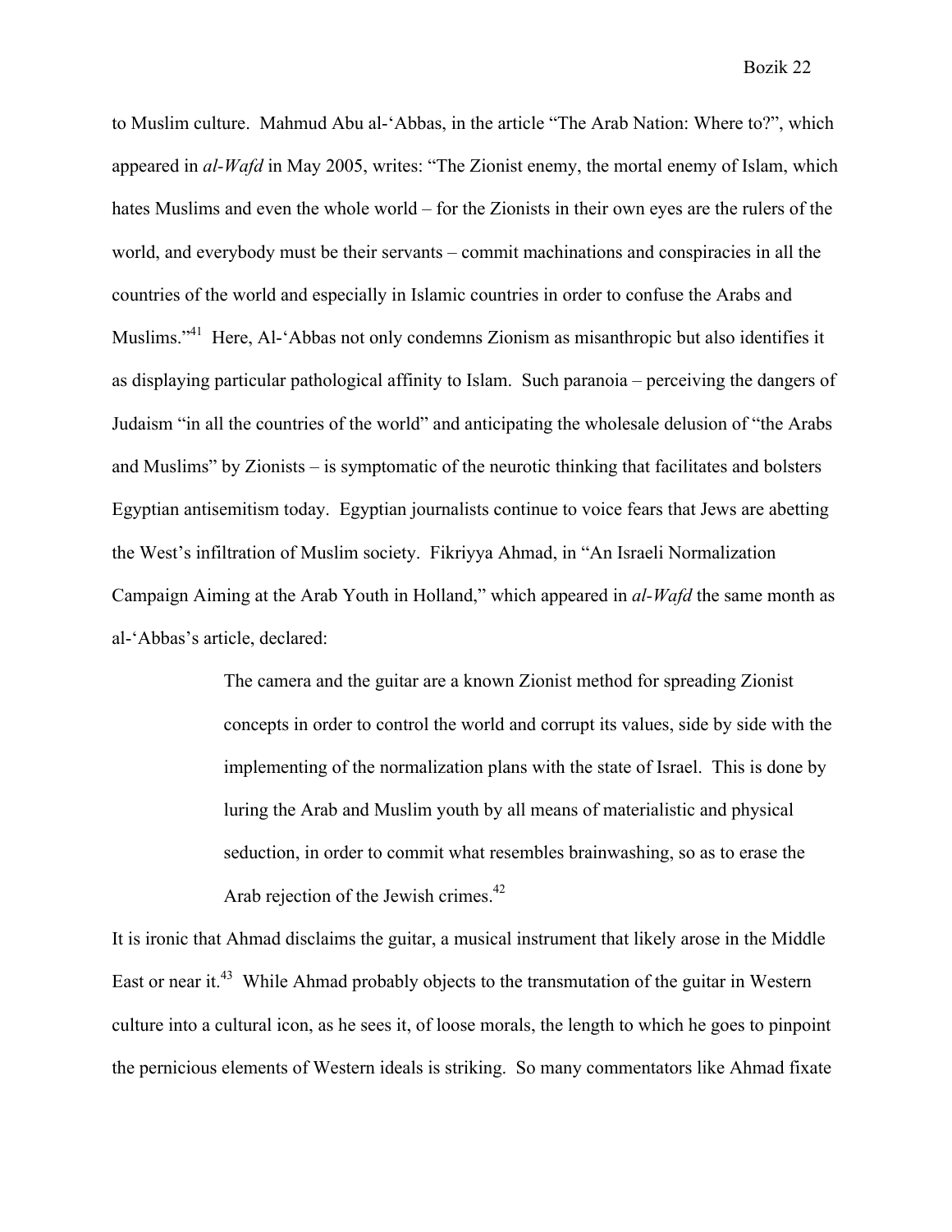to Muslim culture. Mahmud Abu al-'Abbas, in the article "The Arab Nation: Where to?", which appeared in *al-Wafd* in May 2005, writes: "The Zionist enemy, the mortal enemy of Islam, which hates Muslims and even the whole world – for the Zionists in their own eyes are the rulers of the world, and everybody must be their servants – commit machinations and conspiracies in all the countries of the world and especially in Islamic countries in order to confuse the Arabs and Muslims."[41] Here, Al-'Abbas not only condemns Zionism as misanthropic but also identifies it as displaying particular pathological affinity to Islam. Such paranoia – perceiving the dangers of Judaism "in all the countries of the world" and anticipating the wholesale delusion of "the Arabs and Muslims" by Zionists – is symptomatic of the neurotic thinking that facilitates and bolsters Egyptian antisemitism today. Egyptian journalists continue to voice fears that Jews are abetting the West's infiltration of Muslim society. Fikriyya Ahmad, in "An Israeli Normalization Campaign Aiming at the Arab Youth in Holland," which appeared in *al-Wafd* the same month as al-'Abbas's article, declared:

> The camera and the guitar are a known Zionist method for spreading Zionist concepts in order to control the world and corrupt its values, side by side with the implementing of the normalization plans with the state of Israel. This is done by luring the Arab and Muslim youth by all means of materialistic and physical seduction, in order to commit what resembles brainwashing, so as to erase the Arab rejection of the Jewish crimes.[42]

It is ironic that Ahmad disclaims the guitar, a musical instrument that likely arose in the Middle East or near it.[43] While Ahmad probably objects to the transmutation of the guitar in Western culture into a cultural icon, as he sees it, of loose morals, the length to which he goes to pinpoint the pernicious elements of Western ideals is striking. So many commentators like Ahmad fixate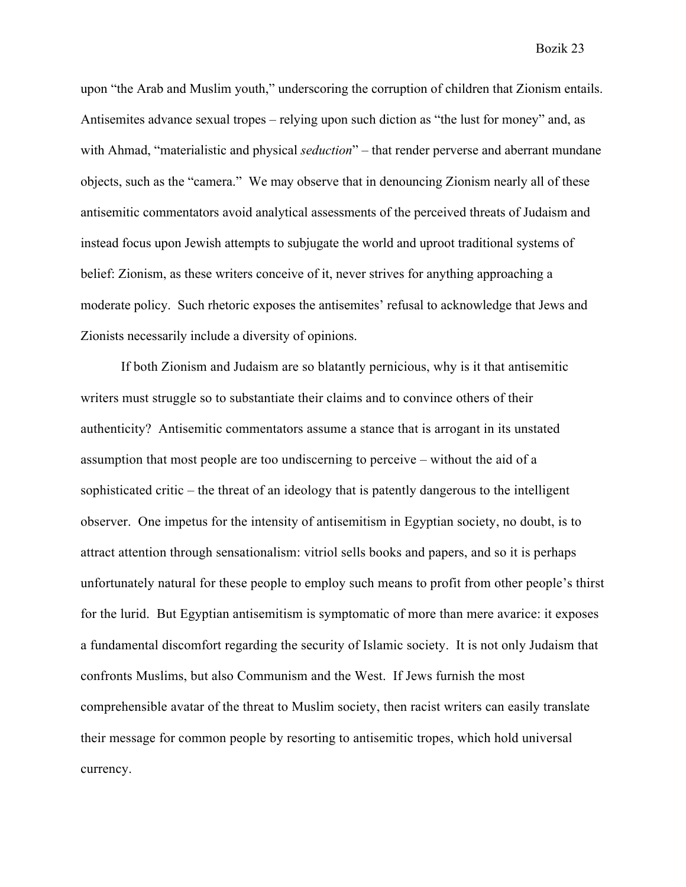upon "the Arab and Muslim youth," underscoring the corruption of children that Zionism entails. Antisemites advance sexual tropes – relying upon such diction as "the lust for money" and, as with Ahmad, "materialistic and physical *seduction*" – that render perverse and aberrant mundane objects, such as the "camera." We may observe that in denouncing Zionism nearly all of these antisemitic commentators avoid analytical assessments of the perceived threats of Judaism and instead focus upon Jewish attempts to subjugate the world and uproot traditional systems of belief: Zionism, as these writers conceive of it, never strives for anything approaching a moderate policy. Such rhetoric exposes the antisemites' refusal to acknowledge that Jews and Zionists necessarily include a diversity of opinions.

If both Zionism and Judaism are so blatantly pernicious, why is it that antisemitic writers must struggle so to substantiate their claims and to convince others of their authenticity? Antisemitic commentators assume a stance that is arrogant in its unstated assumption that most people are too undiscerning to perceive – without the aid of a sophisticated critic – the threat of an ideology that is patently dangerous to the intelligent observer. One impetus for the intensity of antisemitism in Egyptian society, no doubt, is to attract attention through sensationalism: vitriol sells books and papers, and so it is perhaps unfortunately natural for these people to employ such means to profit from other people's thirst for the lurid. But Egyptian antisemitism is symptomatic of more than mere avarice: it exposes a fundamental discomfort regarding the security of Islamic society. It is not only Judaism that confronts Muslims, but also Communism and the West. If Jews furnish the most comprehensible avatar of the threat to Muslim society, then racist writers can easily translate their message for common people by resorting to antisemitic tropes, which hold universal currency.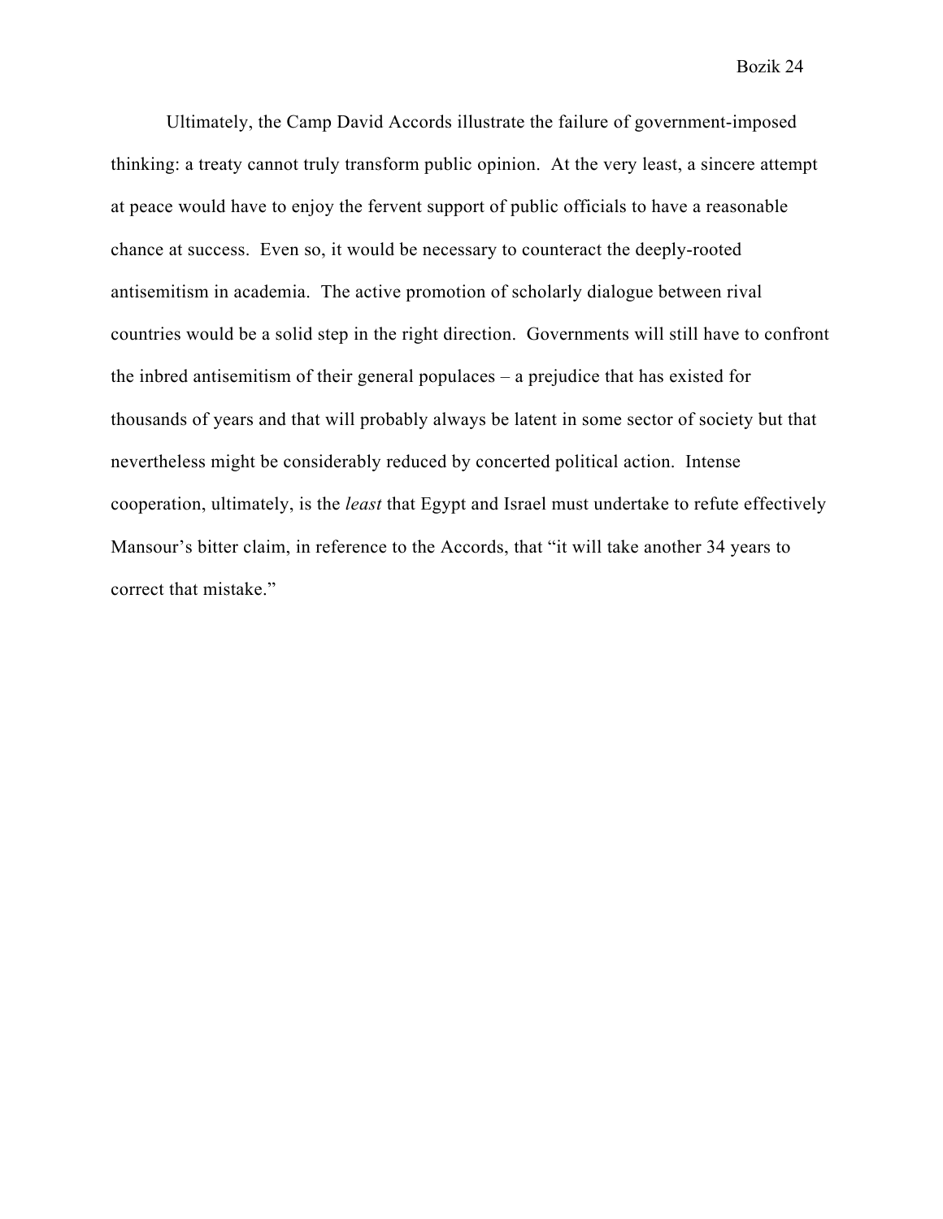Ultimately, the Camp David Accords illustrate the failure of government-imposed thinking: a treaty cannot truly transform public opinion. At the very least, a sincere attempt at peace would have to enjoy the fervent support of public officials to have a reasonable chance at success. Even so, it would be necessary to counteract the deeply-rooted antisemitism in academia. The active promotion of scholarly dialogue between rival countries would be a solid step in the right direction. Governments will still have to confront the inbred antisemitism of their general populaces – a prejudice that has existed for thousands of years and that will probably always be latent in some sector of society but that nevertheless might be considerably reduced by concerted political action. Intense cooperation, ultimately, is the *least* that Egypt and Israel must undertake to refute effectively Mansour's bitter claim, in reference to the Accords, that "it will take another 34 years to correct that mistake."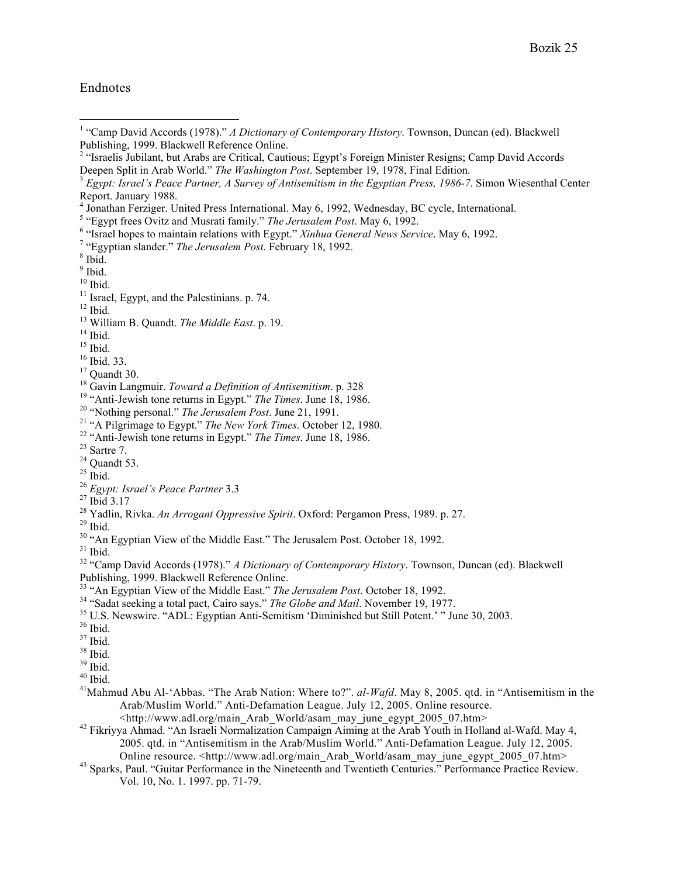Endnotes

[1] "Camp David Accords (1978)." *A Dictionary of Contemporary History*. Townson, Duncan (ed). Blackwell Publishing, 1999. Blackwell Reference Online.

[2] "Israelis Jubilant, but Arabs are Critical, Cautious; Egypt's Foreign Minister Resigns; Camp David Accords Deepen Split in Arab World." *The Washington Post*. September 19, 1978, Final Edition.

[3] *Egypt: Israel's Peace Partner, A Survey of Antisemitism in the Egyptian Press, 1986-7*. Simon Wiesenthal Center Report. January 1988.

[4] Jonathan Ferziger. United Press International. May 6, 1992, Wednesday, BC cycle, International.

[5] "Egypt frees Ovitz and Musrati family." *The Jerusalem Post*. May 6, 1992.

[6] "Israel hopes to maintain relations with Egypt." *Xinhua General News Service*. May 6, 1992.

[7] "Egyptian slander." *The Jerusalem Post*. February 18, 1992.

[8] Ibid.

[9] Ibid.

[10] Ibid.

[11] Israel, Egypt, and the Palestinians. p. 74.

[12] Ibid.

[13] William B. Quandt. *The Middle East*. p. 19.

[14] Ibid.

[15] Ibid.

[16] Ibid. 33.

[17] Quandt 30.

[18] Gavin Langmuir. *Toward a Definition of Antisemitism*. p. 328

[19] "Anti-Jewish tone returns in Egypt." *The Times*. June 18, 1986.

[20] "Nothing personal." *The Jerusalem Post*. June 21, 1991.

[21] "A Pilgrimage to Egypt." *The New York Times*. October 12, 1980.

[22] "Anti-Jewish tone returns in Egypt." *The Times*. June 18, 1986.

[23] Sartre 7.

[24] Quandt 53.

[25] Ibid.

[26] *Egypt: Israel's Peace Partner* 3.3

[27] Ibid 3.17

[28] Yadlin, Rivka. *An Arrogant Oppressive Spirit*. Oxford: Pergamon Press, 1989. p. 27.

[29] Ibid.

[30] "An Egyptian View of the Middle East." The Jerusalem Post. October 18, 1992.

[31] Ibid.

[32] "Camp David Accords (1978)." *A Dictionary of Contemporary History*. Townson, Duncan (ed). Blackwell Publishing, 1999. Blackwell Reference Online.

[33] "An Egyptian View of the Middle East." *The Jerusalem Post*. October 18, 1992.

[34] "Sadat seeking a total pact, Cairo says." *The Globe and Mail*. November 19, 1977.

[35] U.S. Newswire. "ADL: Egyptian Anti-Semitism 'Diminished but Still Potent.' " June 30, 2003.

[36] Ibid.

[37] Ibid.

[38] Ibid.

[39] Ibid.

[40] Ibid.

[41] Mahmud Abu Al-'Abbas. "The Arab Nation: Where to?". *al-Wafd*. May 8, 2005. qtd. in "Antisemitism in the Arab/Muslim World." Anti-Defamation League. July 12, 2005. Online resource. <http://www.adl.org/main_Arab_World/asam_may_june_egypt_2005_07.htm>

[42] Fikriyya Ahmad. "An Israeli Normalization Campaign Aiming at the Arab Youth in Holland al-Wafd. May 4, 2005. qtd. in "Antisemitism in the Arab/Muslim World." Anti-Defamation League. July 12, 2005. Online resource. <http://www.adl.org/main_Arab_World/asam_may_june_egypt_2005_07.htm>

[43] Sparks, Paul. "Guitar Performance in the Nineteenth and Twentieth Centuries." Performance Practice Review. Vol. 10, No. 1. 1997. pp. 71-79.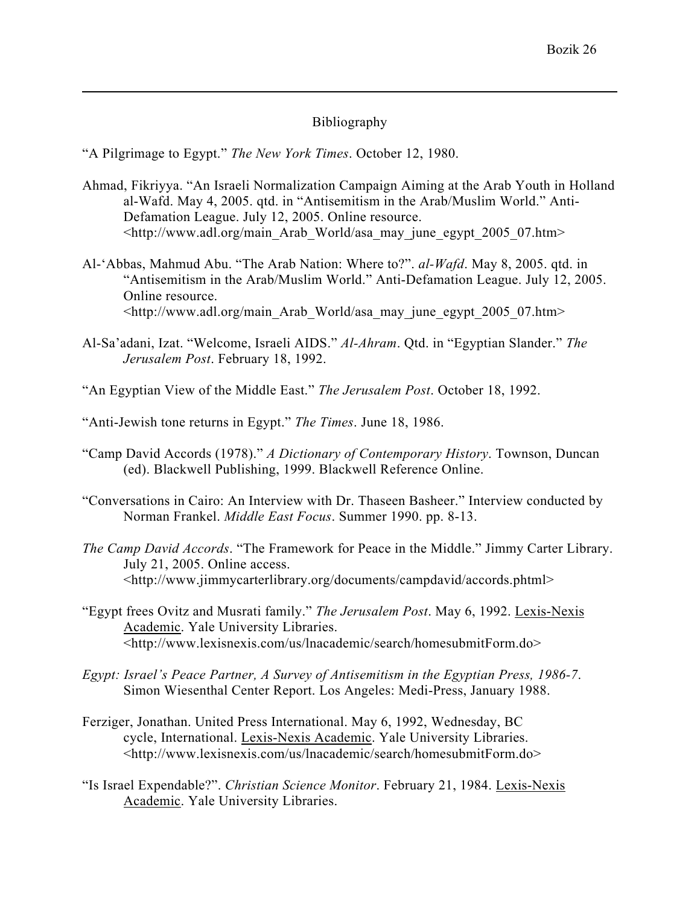# Bibliography

"A Pilgrimage to Egypt." *The New York Times*. October 12, 1980.

Ahmad, Fikriyya. "An Israeli Normalization Campaign Aiming at the Arab Youth in Holland al-Wafd. May 4, 2005. qtd. in "Antisemitism in the Arab/Muslim World." Anti-Defamation League. July 12, 2005. Online resource. <http://www.adl.org/main_Arab_World/asa_may_june_egypt_2005_07.htm>

Al-'Abbas, Mahmud Abu. "The Arab Nation: Where to?". *al-Wafd*. May 8, 2005. qtd. in "Antisemitism in the Arab/Muslim World." Anti-Defamation League. July 12, 2005. Online resource. <http://www.adl.org/main_Arab_World/asa_may_june_egypt_2005_07.htm>

Al-Sa'adani, Izat. "Welcome, Israeli AIDS." *Al-Ahram*. Qtd. in "Egyptian Slander." *The Jerusalem Post*. February 18, 1992.

"An Egyptian View of the Middle East." *The Jerusalem Post*. October 18, 1992.

"Anti-Jewish tone returns in Egypt." *The Times*. June 18, 1986.

"Camp David Accords (1978)." *A Dictionary of Contemporary History*. Townson, Duncan (ed). Blackwell Publishing, 1999. Blackwell Reference Online.

"Conversations in Cairo: An Interview with Dr. Thaseen Basheer." Interview conducted by Norman Frankel. *Middle East Focus*. Summer 1990. pp. 8-13.

*The Camp David Accords*. "The Framework for Peace in the Middle." Jimmy Carter Library. July 21, 2005. Online access. <http://www.jimmycarterlibrary.org/documents/campdavid/accords.phtml>

"Egypt frees Ovitz and Musrati family." *The Jerusalem Post*. May 6, 1992. Lexis-Nexis Academic. Yale University Libraries. <http://www.lexisnexis.com/us/lnacademic/search/homesubmitForm.do>

*Egypt: Israel's Peace Partner, A Survey of Antisemitism in the Egyptian Press, 1986-7*. Simon Wiesenthal Center Report. Los Angeles: Medi-Press, January 1988.

Ferziger, Jonathan. United Press International. May 6, 1992, Wednesday, BC cycle, International. Lexis-Nexis Academic. Yale University Libraries. <http://www.lexisnexis.com/us/lnacademic/search/homesubmitForm.do>

"Is Israel Expendable?". *Christian Science Monitor*. February 21, 1984. Lexis-Nexis Academic. Yale University Libraries.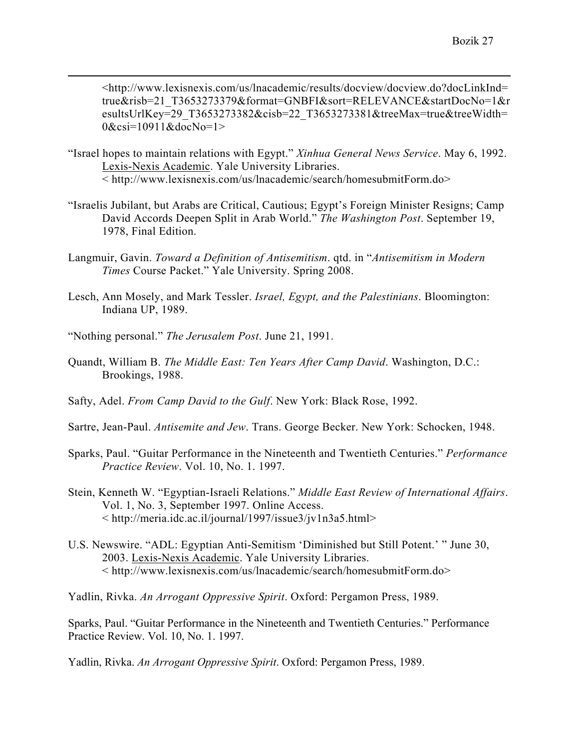<http://www.lexisnexis.com/us/lnacademic/results/docview/docview.do?docLinkInd=true&risb=21_T3653273379&format=GNBFI&sort=RELEVANCE&startDocNo=1&resultsUrlKey=29_T3653273382&cisb=22_T3653273381&treeMax=true&treeWidth=0&csi=10911&docNo=1>

"Israel hopes to maintain relations with Egypt." *Xinhua General News Service*. May 6, 1992. Lexis-Nexis Academic. Yale University Libraries. < http://www.lexisnexis.com/us/lnacademic/search/homesubmitForm.do>

"Israelis Jubilant, but Arabs are Critical, Cautious; Egypt's Foreign Minister Resigns; Camp David Accords Deepen Split in Arab World." *The Washington Post*. September 19, 1978, Final Edition.

Langmuir, Gavin. *Toward a Definition of Antisemitism*. qtd. in "*Antisemitism in Modern Times* Course Packet." Yale University. Spring 2008.

Lesch, Ann Mosely, and Mark Tessler. *Israel, Egypt, and the Palestinians*. Bloomington: Indiana UP, 1989.

"Nothing personal." *The Jerusalem Post*. June 21, 1991.

Quandt, William B. *The Middle East: Ten Years After Camp David*. Washington, D.C.: Brookings, 1988.

Safty, Adel. *From Camp David to the Gulf*. New York: Black Rose, 1992.

Sartre, Jean-Paul. *Antisemite and Jew*. Trans. George Becker. New York: Schocken, 1948.

Sparks, Paul. "Guitar Performance in the Nineteenth and Twentieth Centuries." *Performance Practice Review*. Vol. 10, No. 1. 1997.

Stein, Kenneth W. "Egyptian-Israeli Relations." *Middle East Review of International Affairs*. Vol. 1, No. 3, September 1997. Online Access. < http://meria.idc.ac.il/journal/1997/issue3/jv1n3a5.html>

U.S. Newswire. "ADL: Egyptian Anti-Semitism 'Diminished but Still Potent.' " June 30, 2003. Lexis-Nexis Academic. Yale University Libraries. < http://www.lexisnexis.com/us/lnacademic/search/homesubmitForm.do>

Yadlin, Rivka. *An Arrogant Oppressive Spirit*. Oxford: Pergamon Press, 1989.

Sparks, Paul. "Guitar Performance in the Nineteenth and Twentieth Centuries." Performance Practice Review. Vol. 10, No. 1. 1997.

Yadlin, Rivka. *An Arrogant Oppressive Spirit*. Oxford: Pergamon Press, 1989.